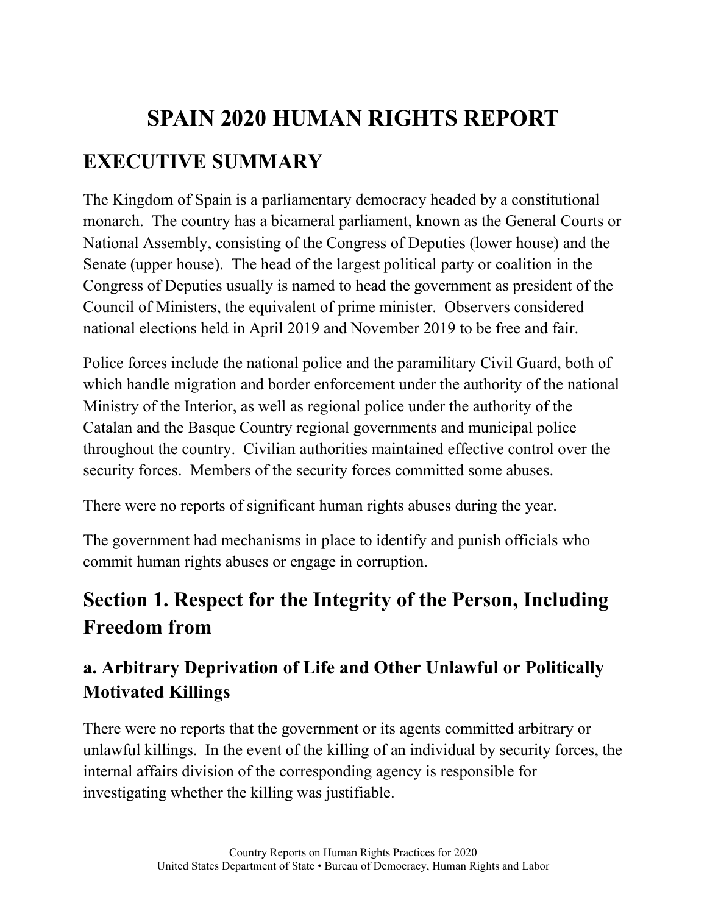# SPAIN 2020 HUMAN RIGHTS REPORT

## EXECUTIVE SUMMARY

The Kingdom of Spain is a parliamentary democracy headed by a constitutional monarch. The country has a bicameral parliament, known as the General Courts or National Assembly, consisting of the Congress of Deputies (lower house) and the Senate (upper house). The head of the largest political party or coalition in the Congress of Deputies usually is named to head the government as president of the Council of Ministers, the equivalent of prime minister. Observers considered national elections held in April 2019 and November 2019 to be free and fair.

Police forces include the national police and the paramilitary Civil Guard, both of which handle migration and border enforcement under the authority of the national Ministry of the Interior, as well as regional police under the authority of the Catalan and the Basque Country regional governments and municipal police throughout the country. Civilian authorities maintained effective control over the security forces. Members of the security forces committed some abuses.

There were no reports of significant human rights abuses during the year.

The government had mechanisms in place to identify and punish officials who commit human rights abuses or engage in corruption.

## Section 1. Respect for the Integrity of the Person, Including Freedom from

### a. Arbitrary Deprivation of Life and Other Unlawful or Politically Motivated Killings

There were no reports that the government or its agents committed arbitrary or unlawful killings. In the event of the killing of an individual by security forces, the internal affairs division of the corresponding agency is responsible for investigating whether the killing was justifiable.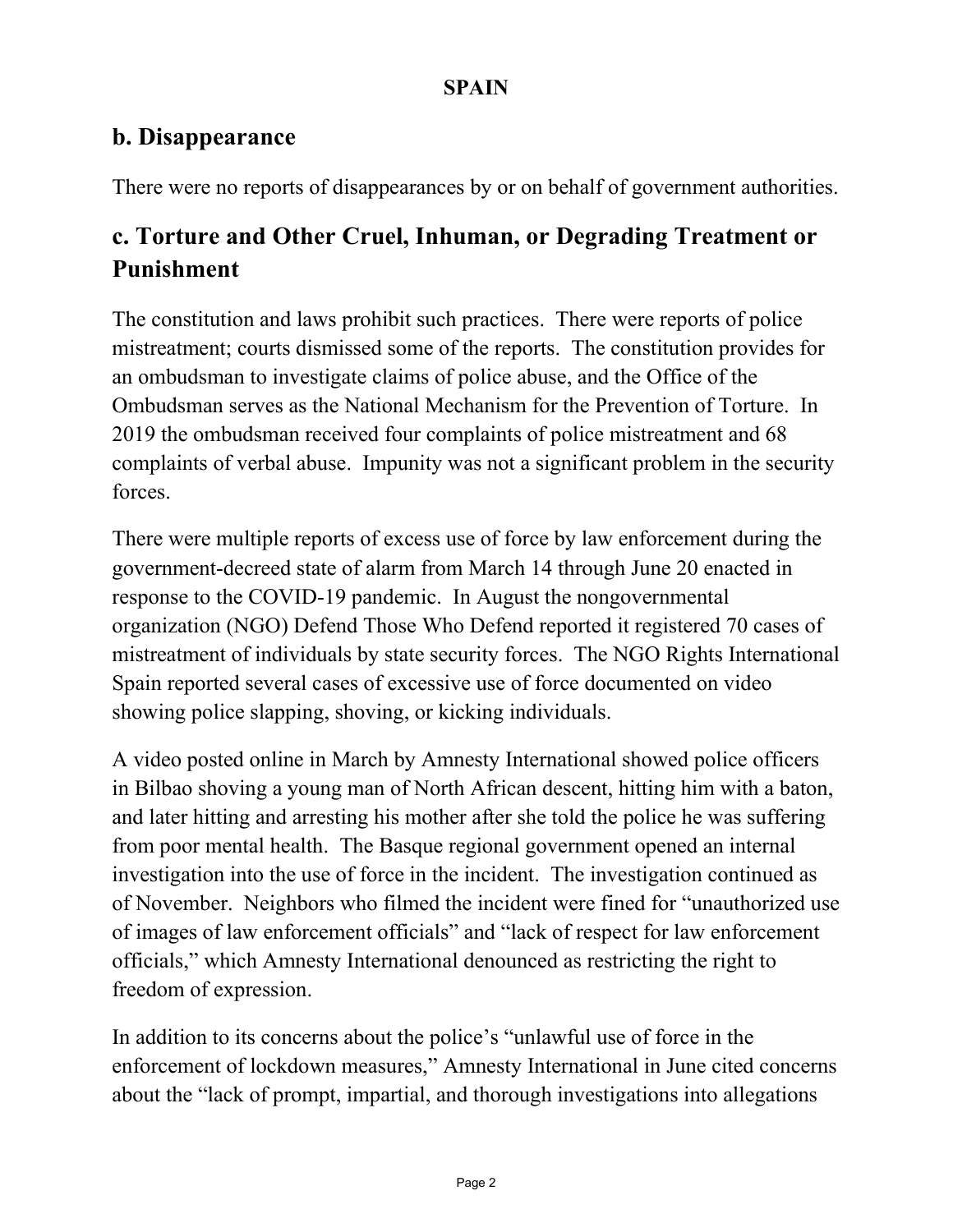## b. Disappearance

There were no reports of disappearances by or on behalf of government authorities.

## c. Torture and Other Cruel, Inhuman, or Degrading Treatment or Punishment

The constitution and laws prohibit such practices. There were reports of police mistreatment; courts dismissed some of the reports. The constitution provides for an ombudsman to investigate claims of police abuse, and the Office of the Ombudsman serves as the National Mechanism for the Prevention of Torture. In 2019 the ombudsman received four complaints of police mistreatment and 68 complaints of verbal abuse. Impunity was not a significant problem in the security forces.

There were multiple reports of excess use of force by law enforcement during the government-decreed state of alarm from March 14 through June 20 enacted in response to the COVID-19 pandemic. In August the nongovernmental organization (NGO) Defend Those Who Defend reported it registered 70 cases of mistreatment of individuals by state security forces. The NGO Rights International Spain reported several cases of excessive use of force documented on video showing police slapping, shoving, or kicking individuals.

A video posted online in March by Amnesty International showed police officers in Bilbao shoving a young man of North African descent, hitting him with a baton, and later hitting and arresting his mother after she told the police he was suffering from poor mental health. The Basque regional government opened an internal investigation into the use of force in the incident. The investigation continued as of November. Neighbors who filmed the incident were fined for "unauthorized use of images of law enforcement officials" and "lack of respect for law enforcement officials," which Amnesty International denounced as restricting the right to freedom of expression.

In addition to its concerns about the police's "unlawful use of force in the enforcement of lockdown measures," Amnesty International in June cited concerns about the "lack of prompt, impartial, and thorough investigations into allegations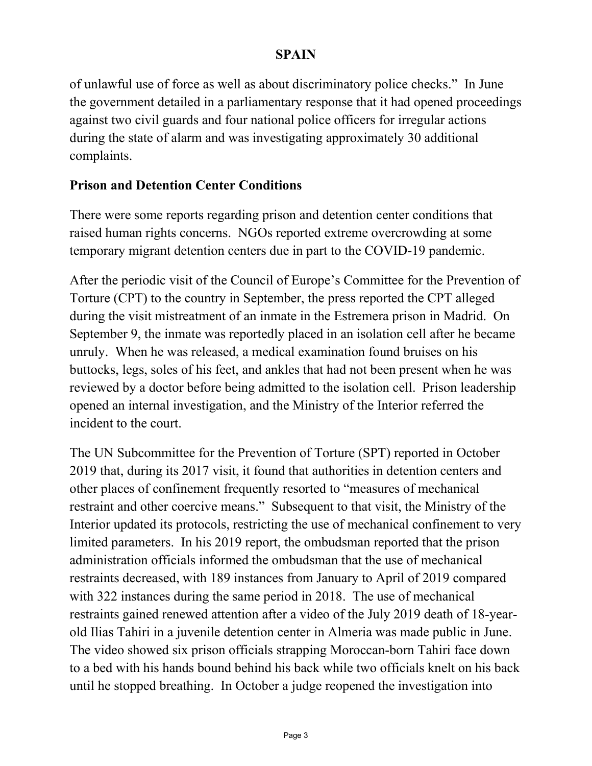of unlawful use of force as well as about discriminatory police checks." In June the government detailed in a parliamentary response that it had opened proceedings against two civil guards and four national police officers for irregular actions during the state of alarm and was investigating approximately 30 additional complaints.

### Prison and Detention Center Conditions

There were some reports regarding prison and detention center conditions that raised human rights concerns. NGOs reported extreme overcrowding at some temporary migrant detention centers due in part to the COVID-19 pandemic.

After the periodic visit of the Council of Europe's Committee for the Prevention of Torture (CPT) to the country in September, the press reported the CPT alleged during the visit mistreatment of an inmate in the Estremera prison in Madrid. On September 9, the inmate was reportedly placed in an isolation cell after he became unruly. When he was released, a medical examination found bruises on his buttocks, legs, soles of his feet, and ankles that had not been present when he was reviewed by a doctor before being admitted to the isolation cell. Prison leadership opened an internal investigation, and the Ministry of the Interior referred the incident to the court.

The UN Subcommittee for the Prevention of Torture (SPT) reported in October 2019 that, during its 2017 visit, it found that authorities in detention centers and other places of confinement frequently resorted to "measures of mechanical restraint and other coercive means." Subsequent to that visit, the Ministry of the Interior updated its protocols, restricting the use of mechanical confinement to very limited parameters. In his 2019 report, the ombudsman reported that the prison administration officials informed the ombudsman that the use of mechanical restraints decreased, with 189 instances from January to April of 2019 compared with 322 instances during the same period in 2018. The use of mechanical restraints gained renewed attention after a video of the July 2019 death of 18-year-old Ilias Tahiri in a juvenile detention center in Almeria was made public in June. The video showed six prison officials strapping Moroccan-born Tahiri face down to a bed with his hands bound behind his back while two officials knelt on his back until he stopped breathing. In October a judge reopened the investigation into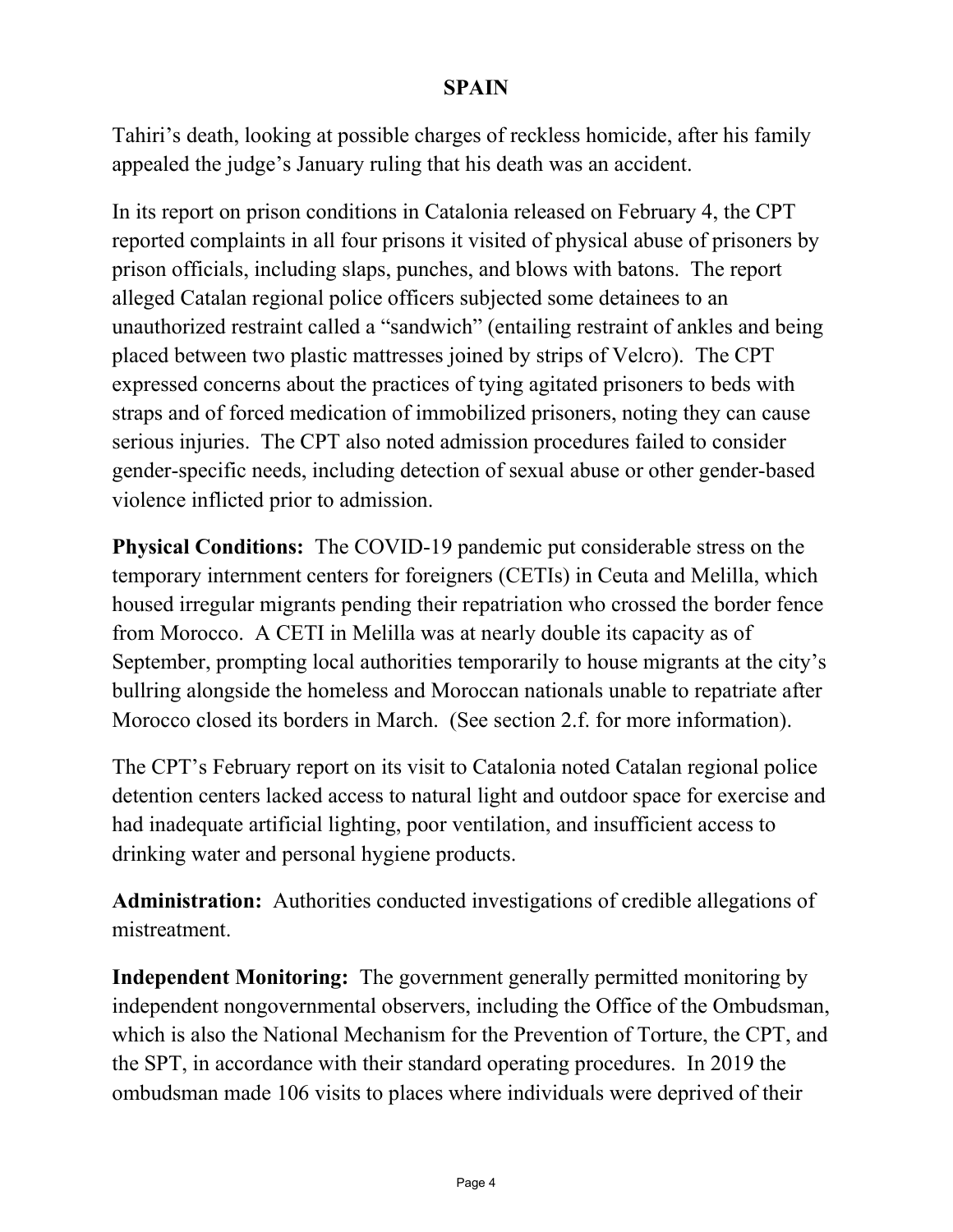Tahiri's death, looking at possible charges of reckless homicide, after his family appealed the judge's January ruling that his death was an accident.

In its report on prison conditions in Catalonia released on February 4, the CPT reported complaints in all four prisons it visited of physical abuse of prisoners by prison officials, including slaps, punches, and blows with batons. The report alleged Catalan regional police officers subjected some detainees to an unauthorized restraint called a "sandwich" (entailing restraint of ankles and being placed between two plastic mattresses joined by strips of Velcro). The CPT expressed concerns about the practices of tying agitated prisoners to beds with straps and of forced medication of immobilized prisoners, noting they can cause serious injuries. The CPT also noted admission procedures failed to consider gender-specific needs, including detection of sexual abuse or other gender-based violence inflicted prior to admission.

**Physical Conditions:** The COVID-19 pandemic put considerable stress on the temporary internment centers for foreigners (CETIs) in Ceuta and Melilla, which housed irregular migrants pending their repatriation who crossed the border fence from Morocco. A CETI in Melilla was at nearly double its capacity as of September, prompting local authorities temporarily to house migrants at the city's bullring alongside the homeless and Moroccan nationals unable to repatriate after Morocco closed its borders in March. (See section 2.f. for more information).

The CPT's February report on its visit to Catalonia noted Catalan regional police detention centers lacked access to natural light and outdoor space for exercise and had inadequate artificial lighting, poor ventilation, and insufficient access to drinking water and personal hygiene products.

**Administration:** Authorities conducted investigations of credible allegations of mistreatment.

**Independent Monitoring:** The government generally permitted monitoring by independent nongovernmental observers, including the Office of the Ombudsman, which is also the National Mechanism for the Prevention of Torture, the CPT, and the SPT, in accordance with their standard operating procedures. In 2019 the ombudsman made 106 visits to places where individuals were deprived of their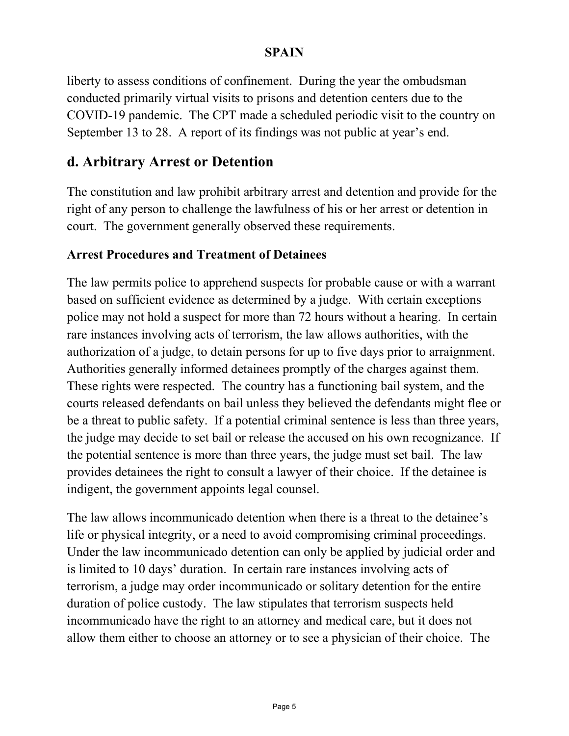liberty to assess conditions of confinement. During the year the ombudsman conducted primarily virtual visits to prisons and detention centers due to the COVID-19 pandemic. The CPT made a scheduled periodic visit to the country on September 13 to 28. A report of its findings was not public at year's end.

## d. Arbitrary Arrest or Detention

The constitution and law prohibit arbitrary arrest and detention and provide for the right of any person to challenge the lawfulness of his or her arrest or detention in court. The government generally observed these requirements.

### Arrest Procedures and Treatment of Detainees

The law permits police to apprehend suspects for probable cause or with a warrant based on sufficient evidence as determined by a judge. With certain exceptions police may not hold a suspect for more than 72 hours without a hearing. In certain rare instances involving acts of terrorism, the law allows authorities, with the authorization of a judge, to detain persons for up to five days prior to arraignment. Authorities generally informed detainees promptly of the charges against them. These rights were respected. The country has a functioning bail system, and the courts released defendants on bail unless they believed the defendants might flee or be a threat to public safety. If a potential criminal sentence is less than three years, the judge may decide to set bail or release the accused on his own recognizance. If the potential sentence is more than three years, the judge must set bail. The law provides detainees the right to consult a lawyer of their choice. If the detainee is indigent, the government appoints legal counsel.

The law allows incommunicado detention when there is a threat to the detainee's life or physical integrity, or a need to avoid compromising criminal proceedings. Under the law incommunicado detention can only be applied by judicial order and is limited to 10 days' duration. In certain rare instances involving acts of terrorism, a judge may order incommunicado or solitary detention for the entire duration of police custody. The law stipulates that terrorism suspects held incommunicado have the right to an attorney and medical care, but it does not allow them either to choose an attorney or to see a physician of their choice. The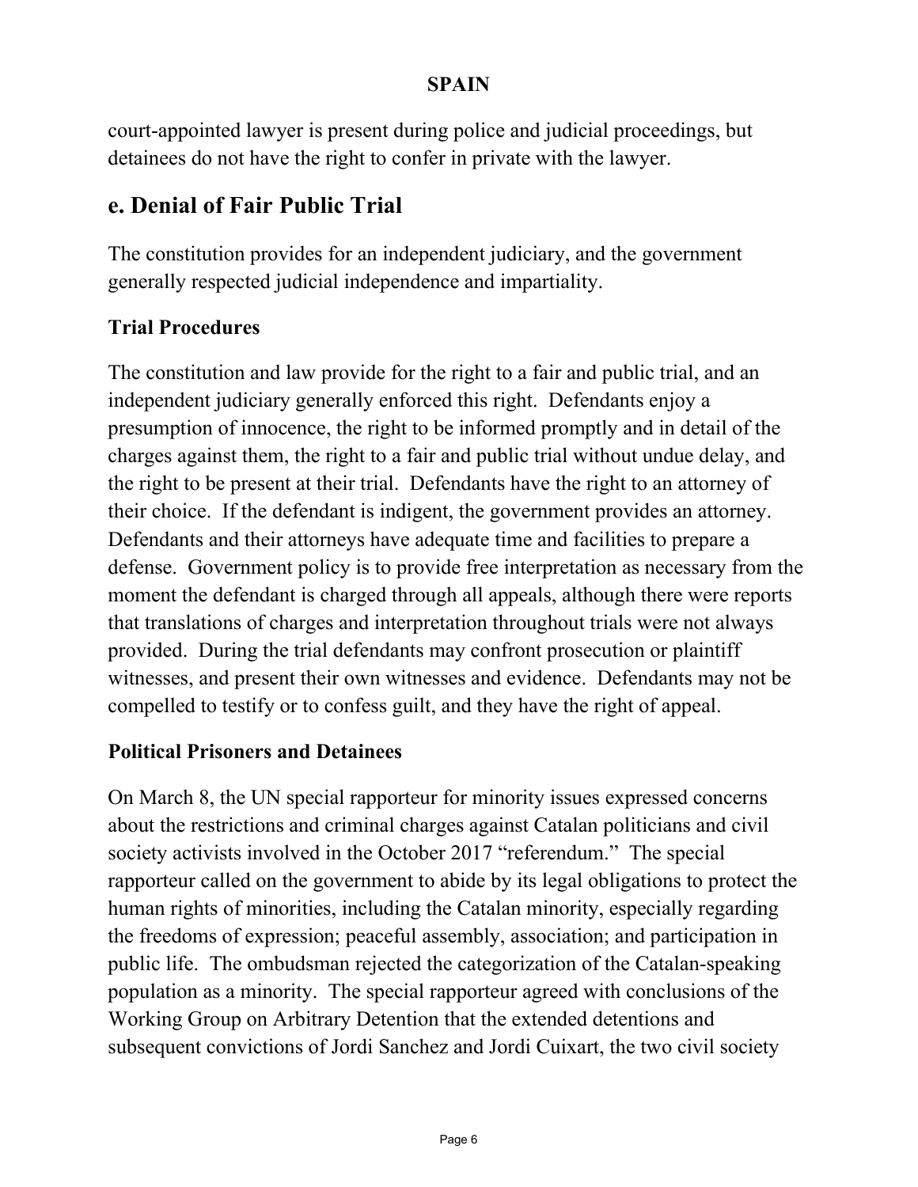court-appointed lawyer is present during police and judicial proceedings, but detainees do not have the right to confer in private with the lawyer.

## e. Denial of Fair Public Trial

The constitution provides for an independent judiciary, and the government generally respected judicial independence and impartiality.

### Trial Procedures

The constitution and law provide for the right to a fair and public trial, and an independent judiciary generally enforced this right. Defendants enjoy a presumption of innocence, the right to be informed promptly and in detail of the charges against them, the right to a fair and public trial without undue delay, and the right to be present at their trial. Defendants have the right to an attorney of their choice. If the defendant is indigent, the government provides an attorney. Defendants and their attorneys have adequate time and facilities to prepare a defense. Government policy is to provide free interpretation as necessary from the moment the defendant is charged through all appeals, although there were reports that translations of charges and interpretation throughout trials were not always provided. During the trial defendants may confront prosecution or plaintiff witnesses, and present their own witnesses and evidence. Defendants may not be compelled to testify or to confess guilt, and they have the right of appeal.

### Political Prisoners and Detainees

On March 8, the UN special rapporteur for minority issues expressed concerns about the restrictions and criminal charges against Catalan politicians and civil society activists involved in the October 2017 "referendum." The special rapporteur called on the government to abide by its legal obligations to protect the human rights of minorities, including the Catalan minority, especially regarding the freedoms of expression; peaceful assembly, association; and participation in public life. The ombudsman rejected the categorization of the Catalan-speaking population as a minority. The special rapporteur agreed with conclusions of the Working Group on Arbitrary Detention that the extended detentions and subsequent convictions of Jordi Sanchez and Jordi Cuixart, the two civil society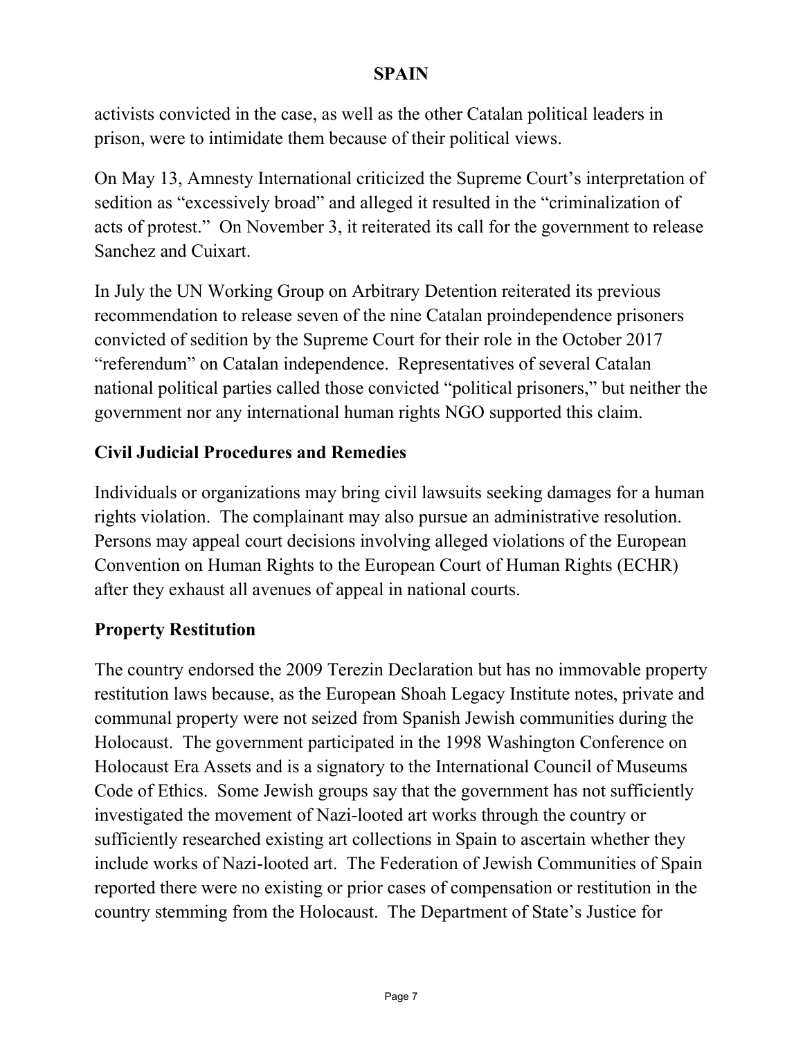activists convicted in the case, as well as the other Catalan political leaders in prison, were to intimidate them because of their political views.

On May 13, Amnesty International criticized the Supreme Court's interpretation of sedition as "excessively broad" and alleged it resulted in the "criminalization of acts of protest." On November 3, it reiterated its call for the government to release Sanchez and Cuixart.

In July the UN Working Group on Arbitrary Detention reiterated its previous recommendation to release seven of the nine Catalan proindependence prisoners convicted of sedition by the Supreme Court for their role in the October 2017 "referendum" on Catalan independence. Representatives of several Catalan national political parties called those convicted "political prisoners," but neither the government nor any international human rights NGO supported this claim.

## Civil Judicial Procedures and Remedies

Individuals or organizations may bring civil lawsuits seeking damages for a human rights violation. The complainant may also pursue an administrative resolution. Persons may appeal court decisions involving alleged violations of the European Convention on Human Rights to the European Court of Human Rights (ECHR) after they exhaust all avenues of appeal in national courts.

## Property Restitution

The country endorsed the 2009 Terezin Declaration but has no immovable property restitution laws because, as the European Shoah Legacy Institute notes, private and communal property were not seized from Spanish Jewish communities during the Holocaust. The government participated in the 1998 Washington Conference on Holocaust Era Assets and is a signatory to the International Council of Museums Code of Ethics. Some Jewish groups say that the government has not sufficiently investigated the movement of Nazi-looted art works through the country or sufficiently researched existing art collections in Spain to ascertain whether they include works of Nazi-looted art. The Federation of Jewish Communities of Spain reported there were no existing or prior cases of compensation or restitution in the country stemming from the Holocaust. The Department of State's Justice for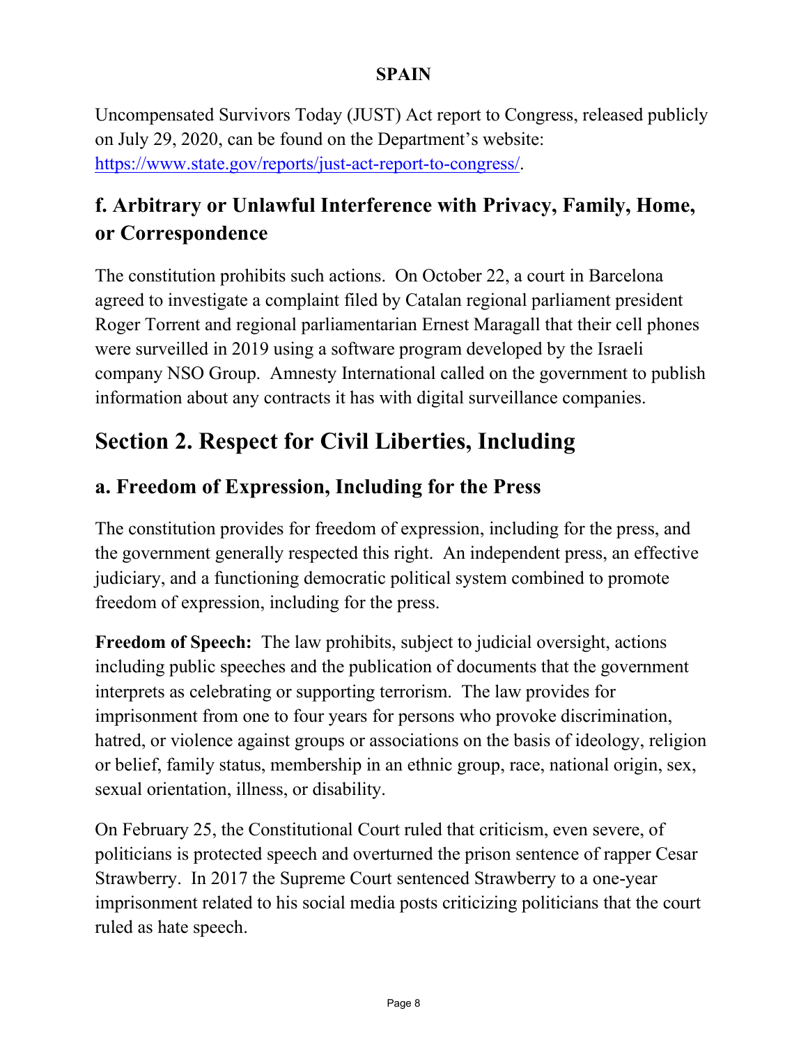Uncompensated Survivors Today (JUST) Act report to Congress, released publicly on July 29, 2020, can be found on the Department's website: https://www.state.gov/reports/just-act-report-to-congress/.

### f. Arbitrary or Unlawful Interference with Privacy, Family, Home, or Correspondence

The constitution prohibits such actions. On October 22, a court in Barcelona agreed to investigate a complaint filed by Catalan regional parliament president Roger Torrent and regional parliamentarian Ernest Maragall that their cell phones were surveilled in 2019 using a software program developed by the Israeli company NSO Group. Amnesty International called on the government to publish information about any contracts it has with digital surveillance companies.

## Section 2. Respect for Civil Liberties, Including

### a. Freedom of Expression, Including for the Press

The constitution provides for freedom of expression, including for the press, and the government generally respected this right. An independent press, an effective judiciary, and a functioning democratic political system combined to promote freedom of expression, including for the press.

**Freedom of Speech:** The law prohibits, subject to judicial oversight, actions including public speeches and the publication of documents that the government interprets as celebrating or supporting terrorism. The law provides for imprisonment from one to four years for persons who provoke discrimination, hatred, or violence against groups or associations on the basis of ideology, religion or belief, family status, membership in an ethnic group, race, national origin, sex, sexual orientation, illness, or disability.

On February 25, the Constitutional Court ruled that criticism, even severe, of politicians is protected speech and overturned the prison sentence of rapper Cesar Strawberry. In 2017 the Supreme Court sentenced Strawberry to a one-year imprisonment related to his social media posts criticizing politicians that the court ruled as hate speech.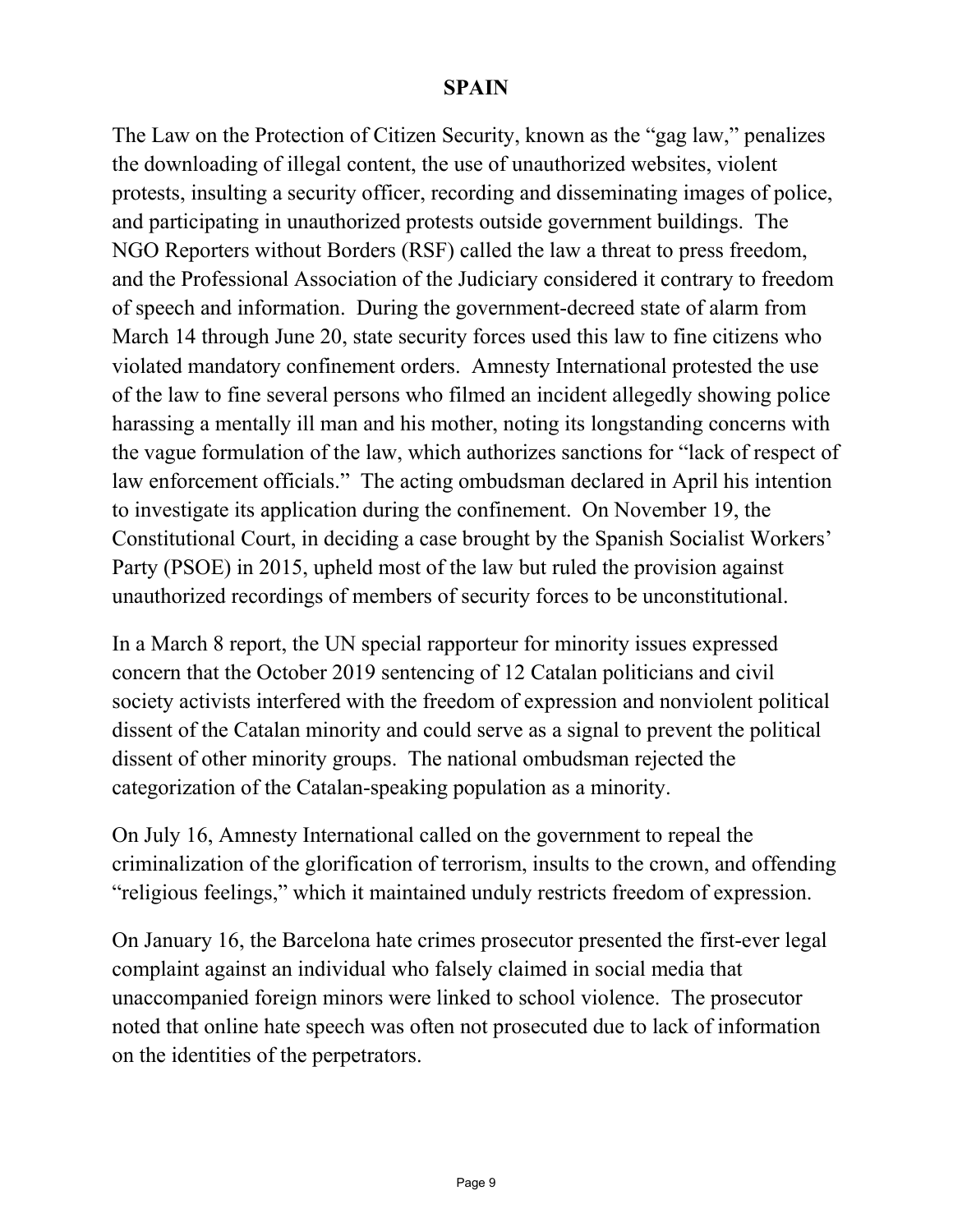## SPAIN

The Law on the Protection of Citizen Security, known as the "gag law," penalizes the downloading of illegal content, the use of unauthorized websites, violent protests, insulting a security officer, recording and disseminating images of police, and participating in unauthorized protests outside government buildings. The NGO Reporters without Borders (RSF) called the law a threat to press freedom, and the Professional Association of the Judiciary considered it contrary to freedom of speech and information. During the government-decreed state of alarm from March 14 through June 20, state security forces used this law to fine citizens who violated mandatory confinement orders. Amnesty International protested the use of the law to fine several persons who filmed an incident allegedly showing police harassing a mentally ill man and his mother, noting its longstanding concerns with the vague formulation of the law, which authorizes sanctions for "lack of respect of law enforcement officials." The acting ombudsman declared in April his intention to investigate its application during the confinement. On November 19, the Constitutional Court, in deciding a case brought by the Spanish Socialist Workers' Party (PSOE) in 2015, upheld most of the law but ruled the provision against unauthorized recordings of members of security forces to be unconstitutional.

In a March 8 report, the UN special rapporteur for minority issues expressed concern that the October 2019 sentencing of 12 Catalan politicians and civil society activists interfered with the freedom of expression and nonviolent political dissent of the Catalan minority and could serve as a signal to prevent the political dissent of other minority groups. The national ombudsman rejected the categorization of the Catalan-speaking population as a minority.

On July 16, Amnesty International called on the government to repeal the criminalization of the glorification of terrorism, insults to the crown, and offending "religious feelings," which it maintained unduly restricts freedom of expression.

On January 16, the Barcelona hate crimes prosecutor presented the first-ever legal complaint against an individual who falsely claimed in social media that unaccompanied foreign minors were linked to school violence. The prosecutor noted that online hate speech was often not prosecuted due to lack of information on the identities of the perpetrators.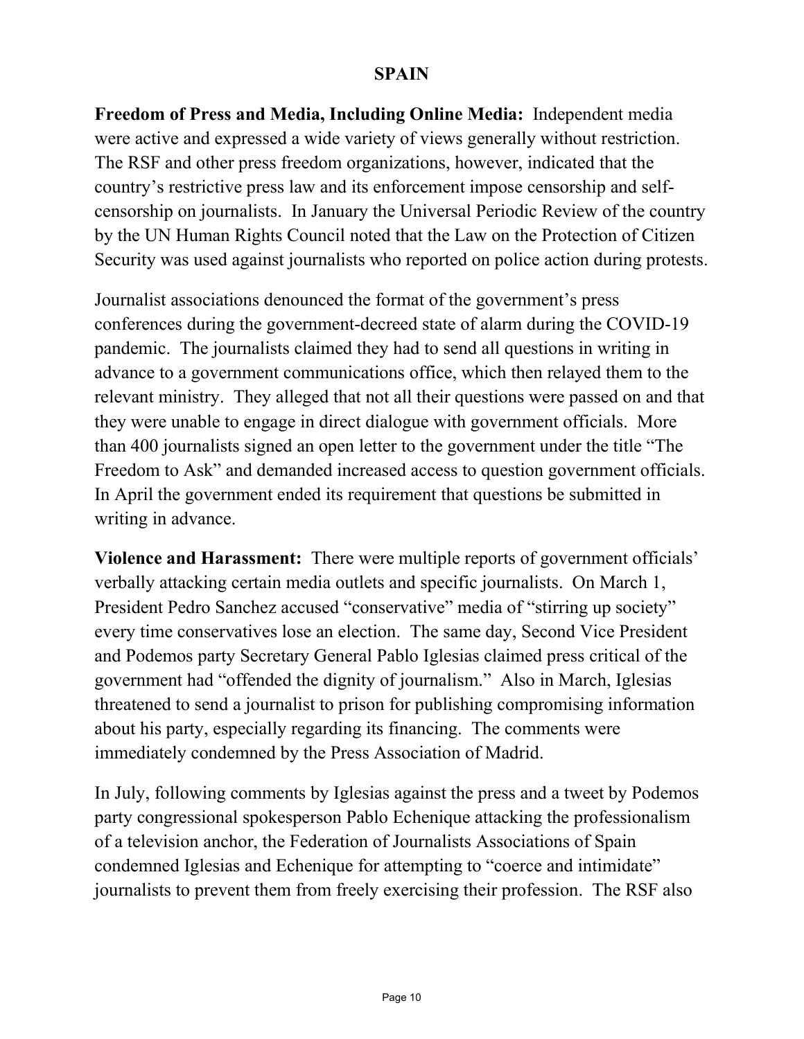# SPAIN

**Freedom of Press and Media, Including Online Media:** Independent media were active and expressed a wide variety of views generally without restriction. The RSF and other press freedom organizations, however, indicated that the country's restrictive press law and its enforcement impose censorship and self-censorship on journalists. In January the Universal Periodic Review of the country by the UN Human Rights Council noted that the Law on the Protection of Citizen Security was used against journalists who reported on police action during protests.

Journalist associations denounced the format of the government's press conferences during the government-decreed state of alarm during the COVID-19 pandemic. The journalists claimed they had to send all questions in writing in advance to a government communications office, which then relayed them to the relevant ministry. They alleged that not all their questions were passed on and that they were unable to engage in direct dialogue with government officials. More than 400 journalists signed an open letter to the government under the title "The Freedom to Ask" and demanded increased access to question government officials. In April the government ended its requirement that questions be submitted in writing in advance.

**Violence and Harassment:** There were multiple reports of government officials' verbally attacking certain media outlets and specific journalists. On March 1, President Pedro Sanchez accused "conservative" media of "stirring up society" every time conservatives lose an election. The same day, Second Vice President and Podemos party Secretary General Pablo Iglesias claimed press critical of the government had "offended the dignity of journalism." Also in March, Iglesias threatened to send a journalist to prison for publishing compromising information about his party, especially regarding its financing. The comments were immediately condemned by the Press Association of Madrid.

In July, following comments by Iglesias against the press and a tweet by Podemos party congressional spokesperson Pablo Echenique attacking the professionalism of a television anchor, the Federation of Journalists Associations of Spain condemned Iglesias and Echenique for attempting to "coerce and intimidate" journalists to prevent them from freely exercising their profession. The RSF also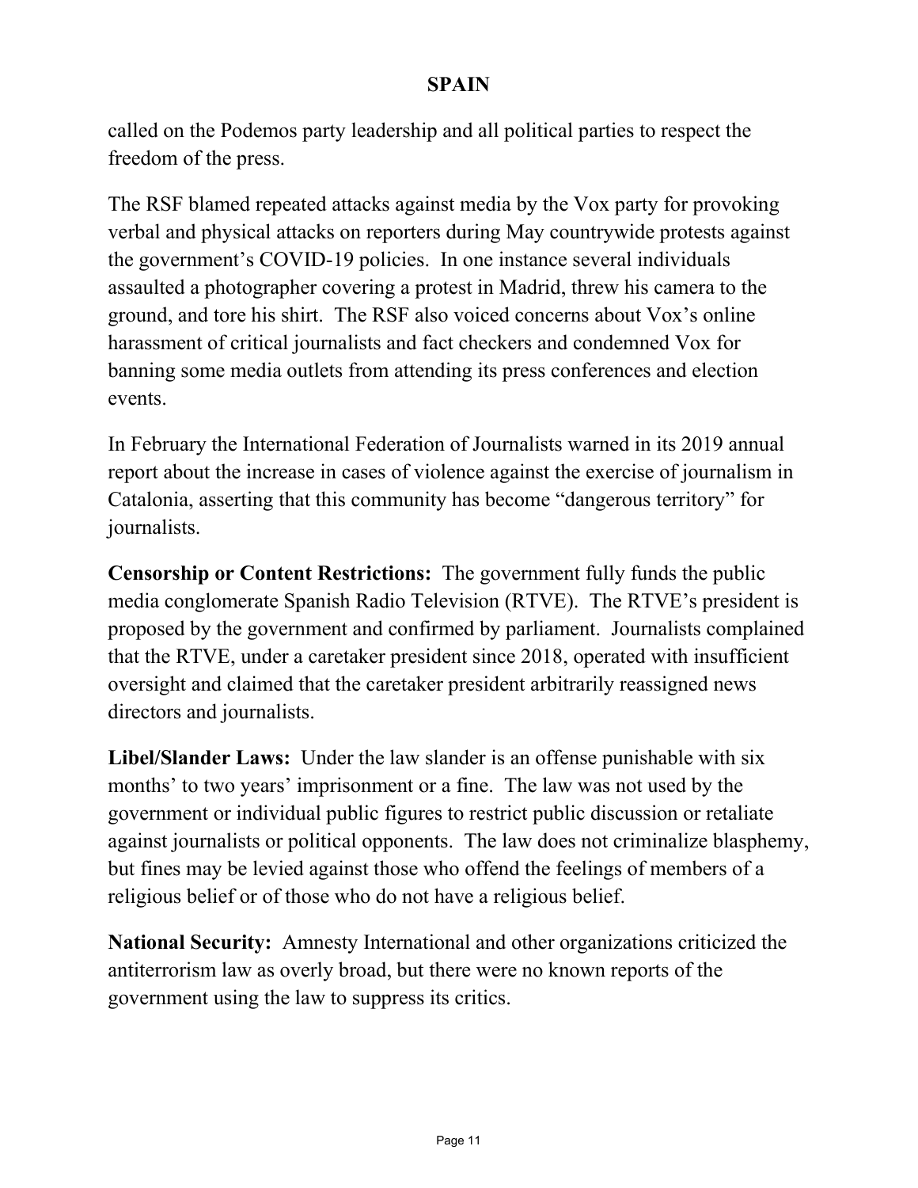called on the Podemos party leadership and all political parties to respect the freedom of the press.

The RSF blamed repeated attacks against media by the Vox party for provoking verbal and physical attacks on reporters during May countrywide protests against the government's COVID-19 policies. In one instance several individuals assaulted a photographer covering a protest in Madrid, threw his camera to the ground, and tore his shirt. The RSF also voiced concerns about Vox's online harassment of critical journalists and fact checkers and condemned Vox for banning some media outlets from attending its press conferences and election events.

In February the International Federation of Journalists warned in its 2019 annual report about the increase in cases of violence against the exercise of journalism in Catalonia, asserting that this community has become "dangerous territory" for journalists.

**Censorship or Content Restrictions:** The government fully funds the public media conglomerate Spanish Radio Television (RTVE). The RTVE's president is proposed by the government and confirmed by parliament. Journalists complained that the RTVE, under a caretaker president since 2018, operated with insufficient oversight and claimed that the caretaker president arbitrarily reassigned news directors and journalists.

**Libel/Slander Laws:** Under the law slander is an offense punishable with six months' to two years' imprisonment or a fine. The law was not used by the government or individual public figures to restrict public discussion or retaliate against journalists or political opponents. The law does not criminalize blasphemy, but fines may be levied against those who offend the feelings of members of a religious belief or of those who do not have a religious belief.

**National Security:** Amnesty International and other organizations criticized the antiterrorism law as overly broad, but there were no known reports of the government using the law to suppress its critics.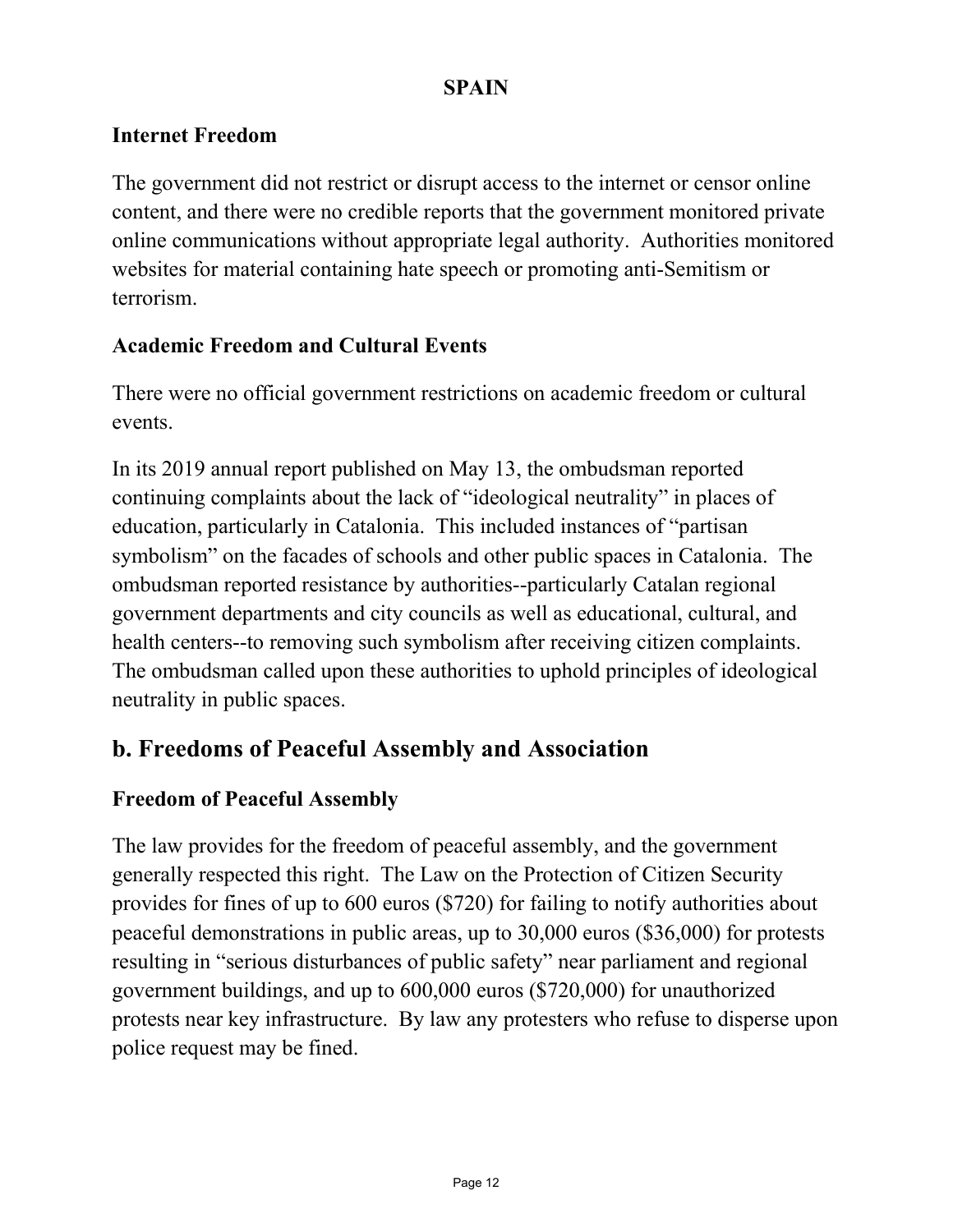### Internet Freedom

The government did not restrict or disrupt access to the internet or censor online content, and there were no credible reports that the government monitored private online communications without appropriate legal authority. Authorities monitored websites for material containing hate speech or promoting anti-Semitism or terrorism.

### Academic Freedom and Cultural Events

There were no official government restrictions on academic freedom or cultural events.

In its 2019 annual report published on May 13, the ombudsman reported continuing complaints about the lack of "ideological neutrality" in places of education, particularly in Catalonia. This included instances of "partisan symbolism" on the facades of schools and other public spaces in Catalonia. The ombudsman reported resistance by authorities--particularly Catalan regional government departments and city councils as well as educational, cultural, and health centers--to removing such symbolism after receiving citizen complaints. The ombudsman called upon these authorities to uphold principles of ideological neutrality in public spaces.

## b. Freedoms of Peaceful Assembly and Association

### Freedom of Peaceful Assembly

The law provides for the freedom of peaceful assembly, and the government generally respected this right. The Law on the Protection of Citizen Security provides for fines of up to 600 euros ($720) for failing to notify authorities about peaceful demonstrations in public areas, up to 30,000 euros ($36,000) for protests resulting in "serious disturbances of public safety" near parliament and regional government buildings, and up to 600,000 euros ($720,000) for unauthorized protests near key infrastructure. By law any protesters who refuse to disperse upon police request may be fined.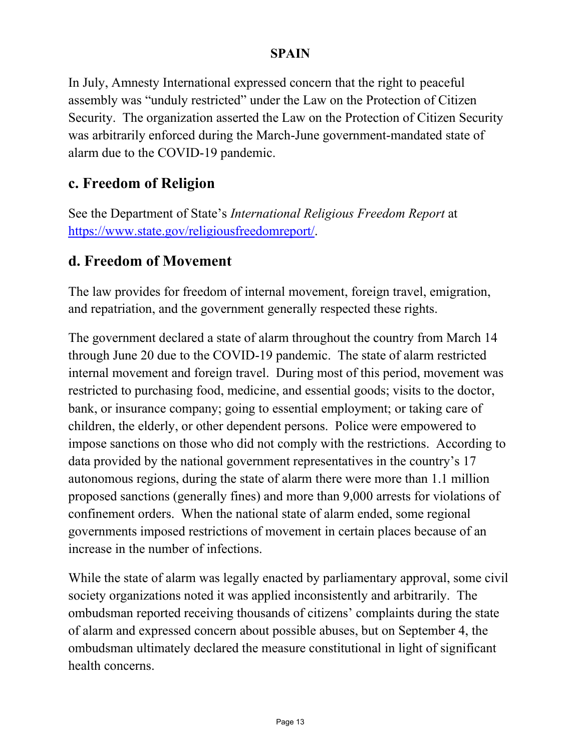In July, Amnesty International expressed concern that the right to peaceful assembly was "unduly restricted" under the Law on the Protection of Citizen Security. The organization asserted the Law on the Protection of Citizen Security was arbitrarily enforced during the March-June government-mandated state of alarm due to the COVID-19 pandemic.

## c. Freedom of Religion

See the Department of State's *International Religious Freedom Report* at https://www.state.gov/religiousfreedomreport/.

## d. Freedom of Movement

The law provides for freedom of internal movement, foreign travel, emigration, and repatriation, and the government generally respected these rights.

The government declared a state of alarm throughout the country from March 14 through June 20 due to the COVID-19 pandemic. The state of alarm restricted internal movement and foreign travel. During most of this period, movement was restricted to purchasing food, medicine, and essential goods; visits to the doctor, bank, or insurance company; going to essential employment; or taking care of children, the elderly, or other dependent persons. Police were empowered to impose sanctions on those who did not comply with the restrictions. According to data provided by the national government representatives in the country's 17 autonomous regions, during the state of alarm there were more than 1.1 million proposed sanctions (generally fines) and more than 9,000 arrests for violations of confinement orders. When the national state of alarm ended, some regional governments imposed restrictions of movement in certain places because of an increase in the number of infections.

While the state of alarm was legally enacted by parliamentary approval, some civil society organizations noted it was applied inconsistently and arbitrarily. The ombudsman reported receiving thousands of citizens' complaints during the state of alarm and expressed concern about possible abuses, but on September 4, the ombudsman ultimately declared the measure constitutional in light of significant health concerns.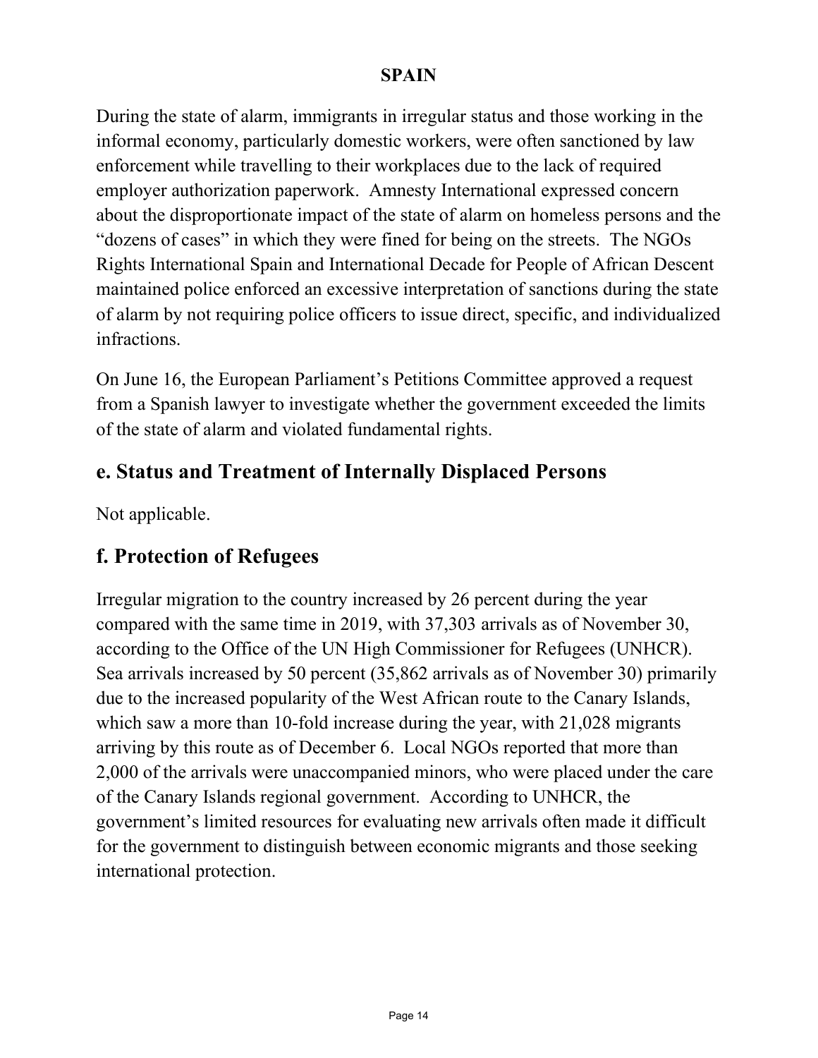During the state of alarm, immigrants in irregular status and those working in the informal economy, particularly domestic workers, were often sanctioned by law enforcement while travelling to their workplaces due to the lack of required employer authorization paperwork. Amnesty International expressed concern about the disproportionate impact of the state of alarm on homeless persons and the "dozens of cases" in which they were fined for being on the streets. The NGOs Rights International Spain and International Decade for People of African Descent maintained police enforced an excessive interpretation of sanctions during the state of alarm by not requiring police officers to issue direct, specific, and individualized infractions.

On June 16, the European Parliament's Petitions Committee approved a request from a Spanish lawyer to investigate whether the government exceeded the limits of the state of alarm and violated fundamental rights.

## e. Status and Treatment of Internally Displaced Persons

Not applicable.

## f. Protection of Refugees

Irregular migration to the country increased by 26 percent during the year compared with the same time in 2019, with 37,303 arrivals as of November 30, according to the Office of the UN High Commissioner for Refugees (UNHCR). Sea arrivals increased by 50 percent (35,862 arrivals as of November 30) primarily due to the increased popularity of the West African route to the Canary Islands, which saw a more than 10-fold increase during the year, with 21,028 migrants arriving by this route as of December 6. Local NGOs reported that more than 2,000 of the arrivals were unaccompanied minors, who were placed under the care of the Canary Islands regional government. According to UNHCR, the government's limited resources for evaluating new arrivals often made it difficult for the government to distinguish between economic migrants and those seeking international protection.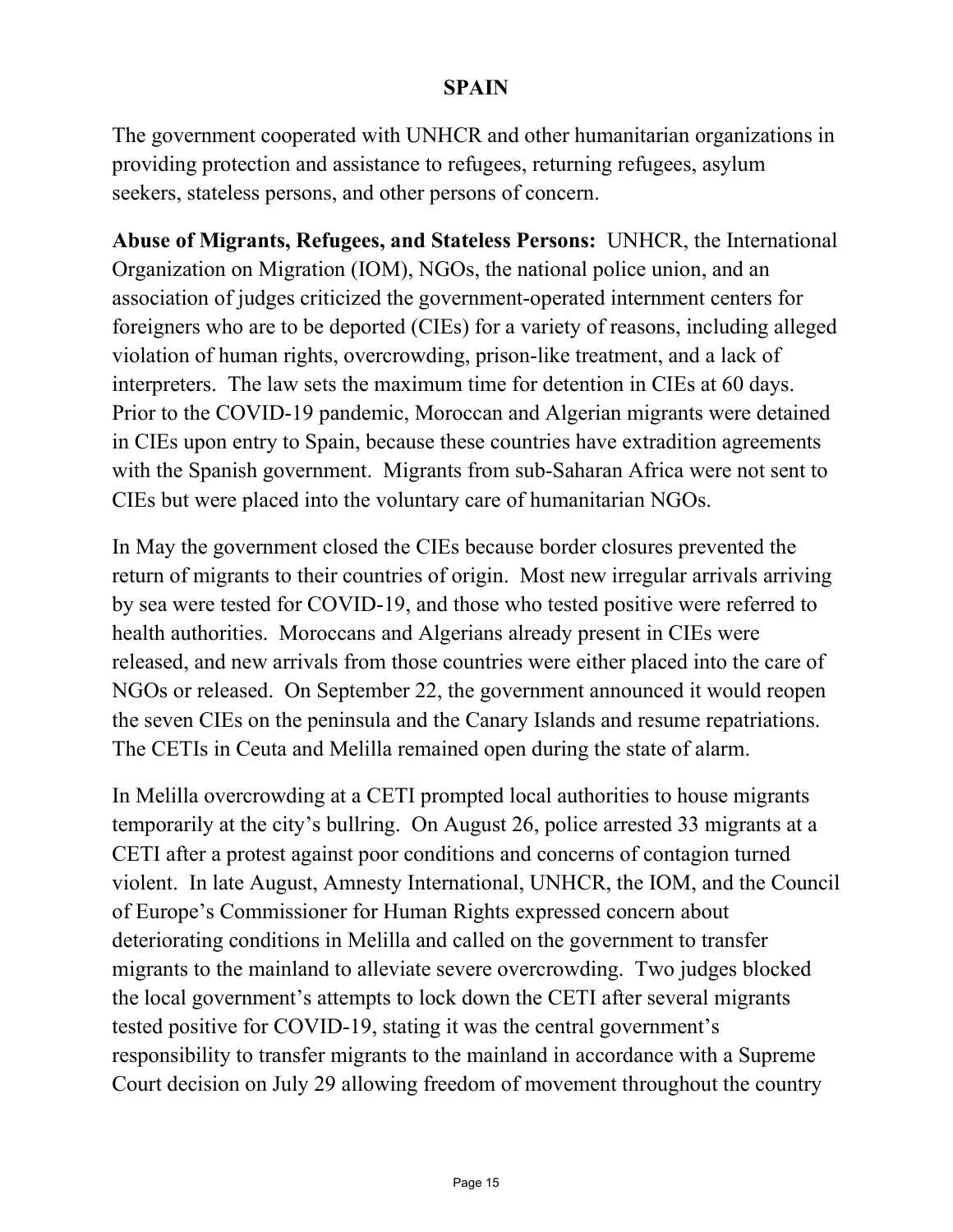## SPAIN

The government cooperated with UNHCR and other humanitarian organizations in providing protection and assistance to refugees, returning refugees, asylum seekers, stateless persons, and other persons of concern.

**Abuse of Migrants, Refugees, and Stateless Persons:** UNHCR, the International Organization on Migration (IOM), NGOs, the national police union, and an association of judges criticized the government-operated internment centers for foreigners who are to be deported (CIEs) for a variety of reasons, including alleged violation of human rights, overcrowding, prison-like treatment, and a lack of interpreters. The law sets the maximum time for detention in CIEs at 60 days. Prior to the COVID-19 pandemic, Moroccan and Algerian migrants were detained in CIEs upon entry to Spain, because these countries have extradition agreements with the Spanish government. Migrants from sub-Saharan Africa were not sent to CIEs but were placed into the voluntary care of humanitarian NGOs.

In May the government closed the CIEs because border closures prevented the return of migrants to their countries of origin. Most new irregular arrivals arriving by sea were tested for COVID-19, and those who tested positive were referred to health authorities. Moroccans and Algerians already present in CIEs were released, and new arrivals from those countries were either placed into the care of NGOs or released. On September 22, the government announced it would reopen the seven CIEs on the peninsula and the Canary Islands and resume repatriations. The CETIs in Ceuta and Melilla remained open during the state of alarm.

In Melilla overcrowding at a CETI prompted local authorities to house migrants temporarily at the city's bullring. On August 26, police arrested 33 migrants at a CETI after a protest against poor conditions and concerns of contagion turned violent. In late August, Amnesty International, UNHCR, the IOM, and the Council of Europe's Commissioner for Human Rights expressed concern about deteriorating conditions in Melilla and called on the government to transfer migrants to the mainland to alleviate severe overcrowding. Two judges blocked the local government's attempts to lock down the CETI after several migrants tested positive for COVID-19, stating it was the central government's responsibility to transfer migrants to the mainland in accordance with a Supreme Court decision on July 29 allowing freedom of movement throughout the country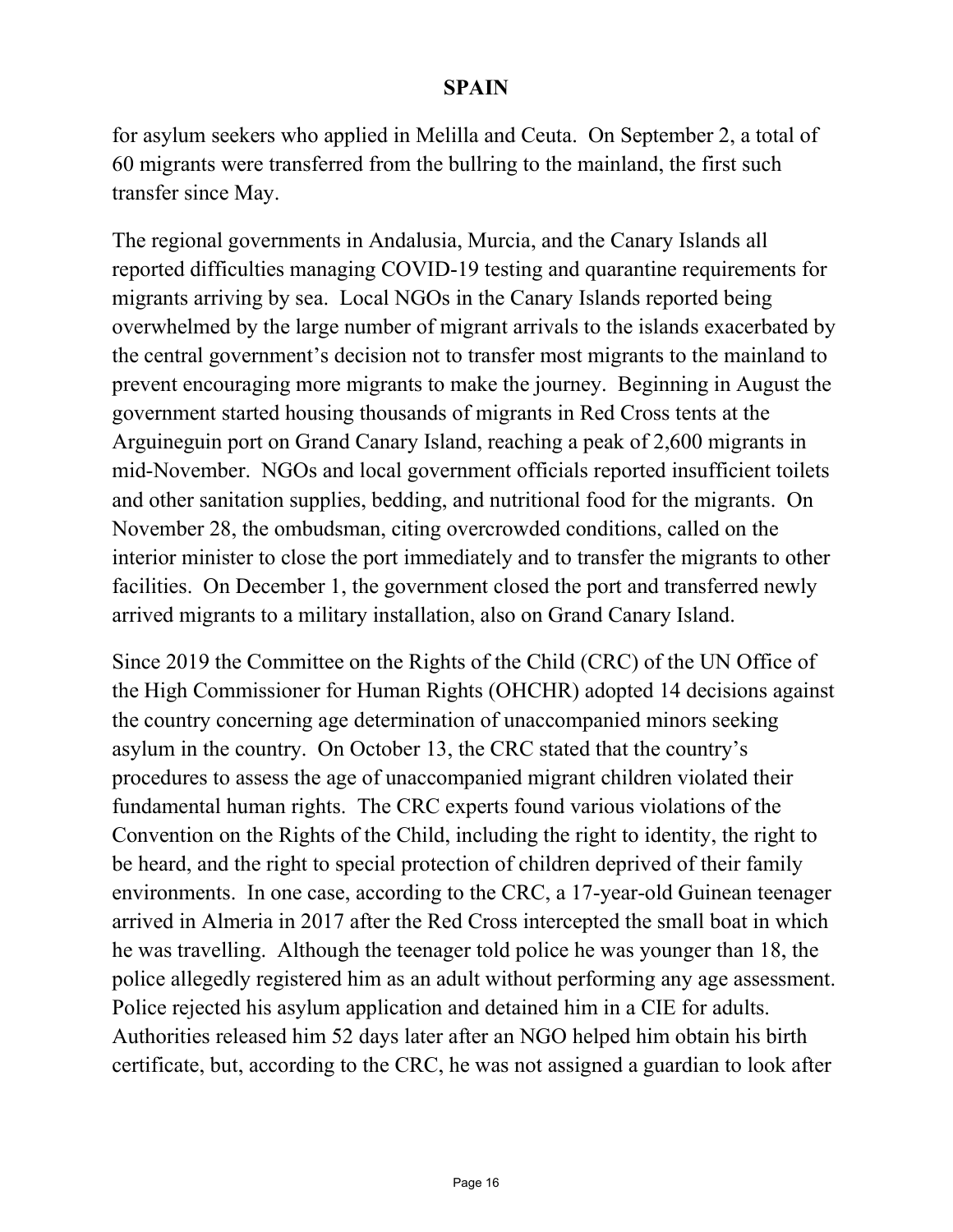for asylum seekers who applied in Melilla and Ceuta. On September 2, a total of 60 migrants were transferred from the bullring to the mainland, the first such transfer since May.

The regional governments in Andalusia, Murcia, and the Canary Islands all reported difficulties managing COVID-19 testing and quarantine requirements for migrants arriving by sea. Local NGOs in the Canary Islands reported being overwhelmed by the large number of migrant arrivals to the islands exacerbated by the central government's decision not to transfer most migrants to the mainland to prevent encouraging more migrants to make the journey. Beginning in August the government started housing thousands of migrants in Red Cross tents at the Arguineguin port on Grand Canary Island, reaching a peak of 2,600 migrants in mid-November. NGOs and local government officials reported insufficient toilets and other sanitation supplies, bedding, and nutritional food for the migrants. On November 28, the ombudsman, citing overcrowded conditions, called on the interior minister to close the port immediately and to transfer the migrants to other facilities. On December 1, the government closed the port and transferred newly arrived migrants to a military installation, also on Grand Canary Island.

Since 2019 the Committee on the Rights of the Child (CRC) of the UN Office of the High Commissioner for Human Rights (OHCHR) adopted 14 decisions against the country concerning age determination of unaccompanied minors seeking asylum in the country. On October 13, the CRC stated that the country's procedures to assess the age of unaccompanied migrant children violated their fundamental human rights. The CRC experts found various violations of the Convention on the Rights of the Child, including the right to identity, the right to be heard, and the right to special protection of children deprived of their family environments. In one case, according to the CRC, a 17-year-old Guinean teenager arrived in Almeria in 2017 after the Red Cross intercepted the small boat in which he was travelling. Although the teenager told police he was younger than 18, the police allegedly registered him as an adult without performing any age assessment. Police rejected his asylum application and detained him in a CIE for adults. Authorities released him 52 days later after an NGO helped him obtain his birth certificate, but, according to the CRC, he was not assigned a guardian to look after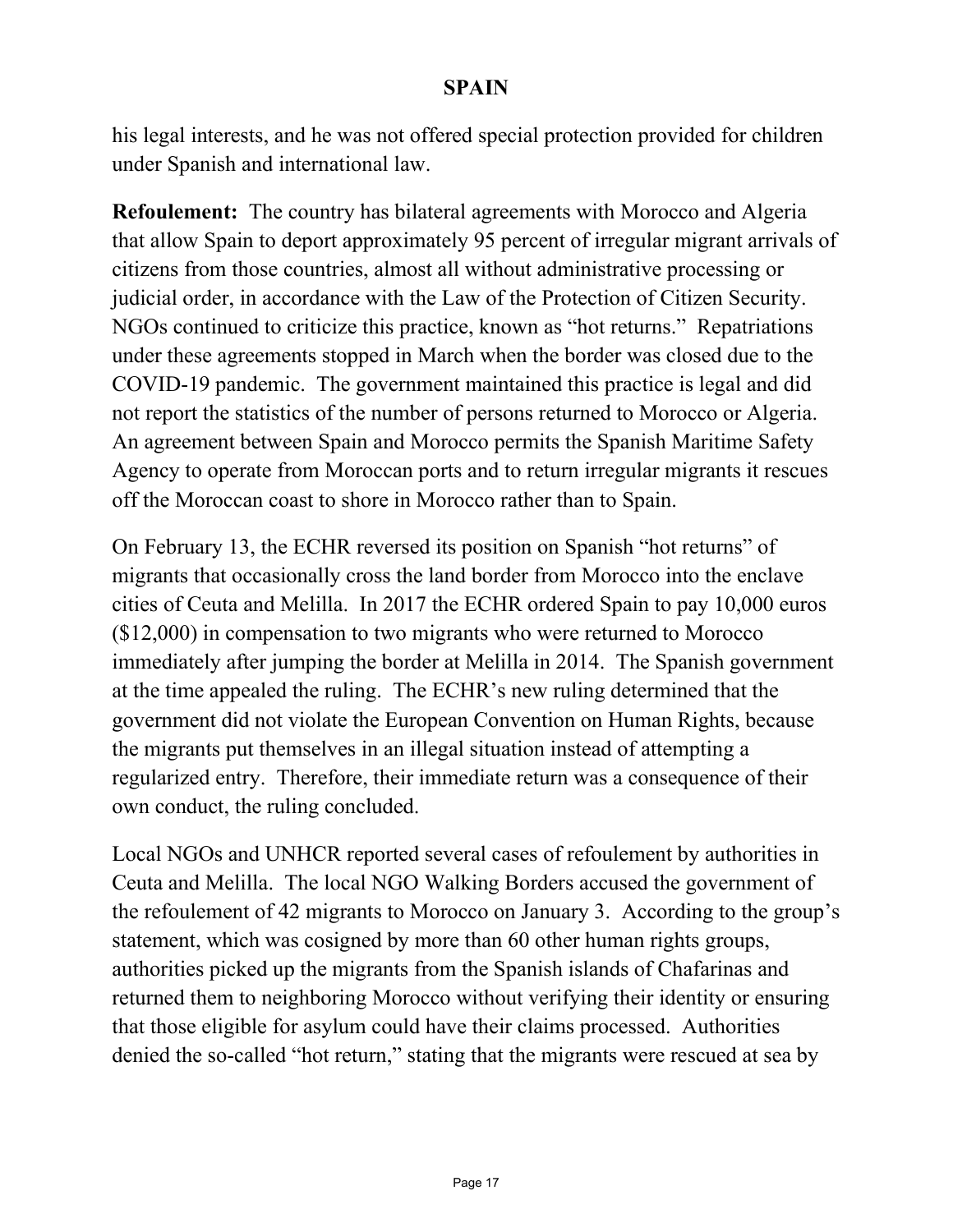his legal interests, and he was not offered special protection provided for children under Spanish and international law.

**Refoulement:** The country has bilateral agreements with Morocco and Algeria that allow Spain to deport approximately 95 percent of irregular migrant arrivals of citizens from those countries, almost all without administrative processing or judicial order, in accordance with the Law of the Protection of Citizen Security. NGOs continued to criticize this practice, known as "hot returns." Repatriations under these agreements stopped in March when the border was closed due to the COVID-19 pandemic. The government maintained this practice is legal and did not report the statistics of the number of persons returned to Morocco or Algeria. An agreement between Spain and Morocco permits the Spanish Maritime Safety Agency to operate from Moroccan ports and to return irregular migrants it rescues off the Moroccan coast to shore in Morocco rather than to Spain.

On February 13, the ECHR reversed its position on Spanish "hot returns" of migrants that occasionally cross the land border from Morocco into the enclave cities of Ceuta and Melilla. In 2017 the ECHR ordered Spain to pay 10,000 euros ($12,000) in compensation to two migrants who were returned to Morocco immediately after jumping the border at Melilla in 2014. The Spanish government at the time appealed the ruling. The ECHR's new ruling determined that the government did not violate the European Convention on Human Rights, because the migrants put themselves in an illegal situation instead of attempting a regularized entry. Therefore, their immediate return was a consequence of their own conduct, the ruling concluded.

Local NGOs and UNHCR reported several cases of refoulement by authorities in Ceuta and Melilla. The local NGO Walking Borders accused the government of the refoulement of 42 migrants to Morocco on January 3. According to the group's statement, which was cosigned by more than 60 other human rights groups, authorities picked up the migrants from the Spanish islands of Chafarinas and returned them to neighboring Morocco without verifying their identity or ensuring that those eligible for asylum could have their claims processed. Authorities denied the so-called "hot return," stating that the migrants were rescued at sea by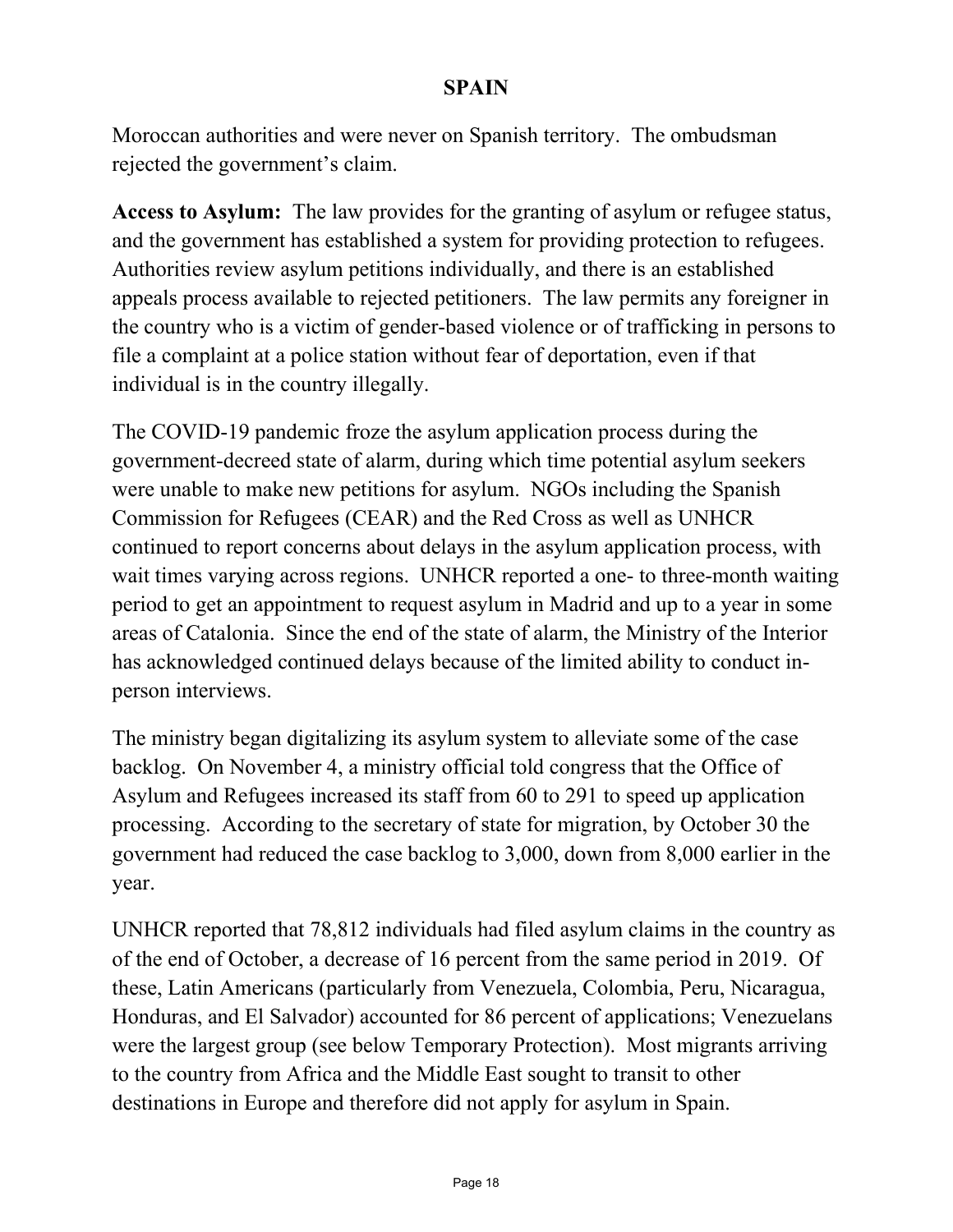Moroccan authorities and were never on Spanish territory. The ombudsman rejected the government's claim.

**Access to Asylum:** The law provides for the granting of asylum or refugee status, and the government has established a system for providing protection to refugees. Authorities review asylum petitions individually, and there is an established appeals process available to rejected petitioners. The law permits any foreigner in the country who is a victim of gender-based violence or of trafficking in persons to file a complaint at a police station without fear of deportation, even if that individual is in the country illegally.

The COVID-19 pandemic froze the asylum application process during the government-decreed state of alarm, during which time potential asylum seekers were unable to make new petitions for asylum. NGOs including the Spanish Commission for Refugees (CEAR) and the Red Cross as well as UNHCR continued to report concerns about delays in the asylum application process, with wait times varying across regions. UNHCR reported a one- to three-month waiting period to get an appointment to request asylum in Madrid and up to a year in some areas of Catalonia. Since the end of the state of alarm, the Ministry of the Interior has acknowledged continued delays because of the limited ability to conduct in-person interviews.

The ministry began digitalizing its asylum system to alleviate some of the case backlog. On November 4, a ministry official told congress that the Office of Asylum and Refugees increased its staff from 60 to 291 to speed up application processing. According to the secretary of state for migration, by October 30 the government had reduced the case backlog to 3,000, down from 8,000 earlier in the year.

UNHCR reported that 78,812 individuals had filed asylum claims in the country as of the end of October, a decrease of 16 percent from the same period in 2019. Of these, Latin Americans (particularly from Venezuela, Colombia, Peru, Nicaragua, Honduras, and El Salvador) accounted for 86 percent of applications; Venezuelans were the largest group (see below Temporary Protection). Most migrants arriving to the country from Africa and the Middle East sought to transit to other destinations in Europe and therefore did not apply for asylum in Spain.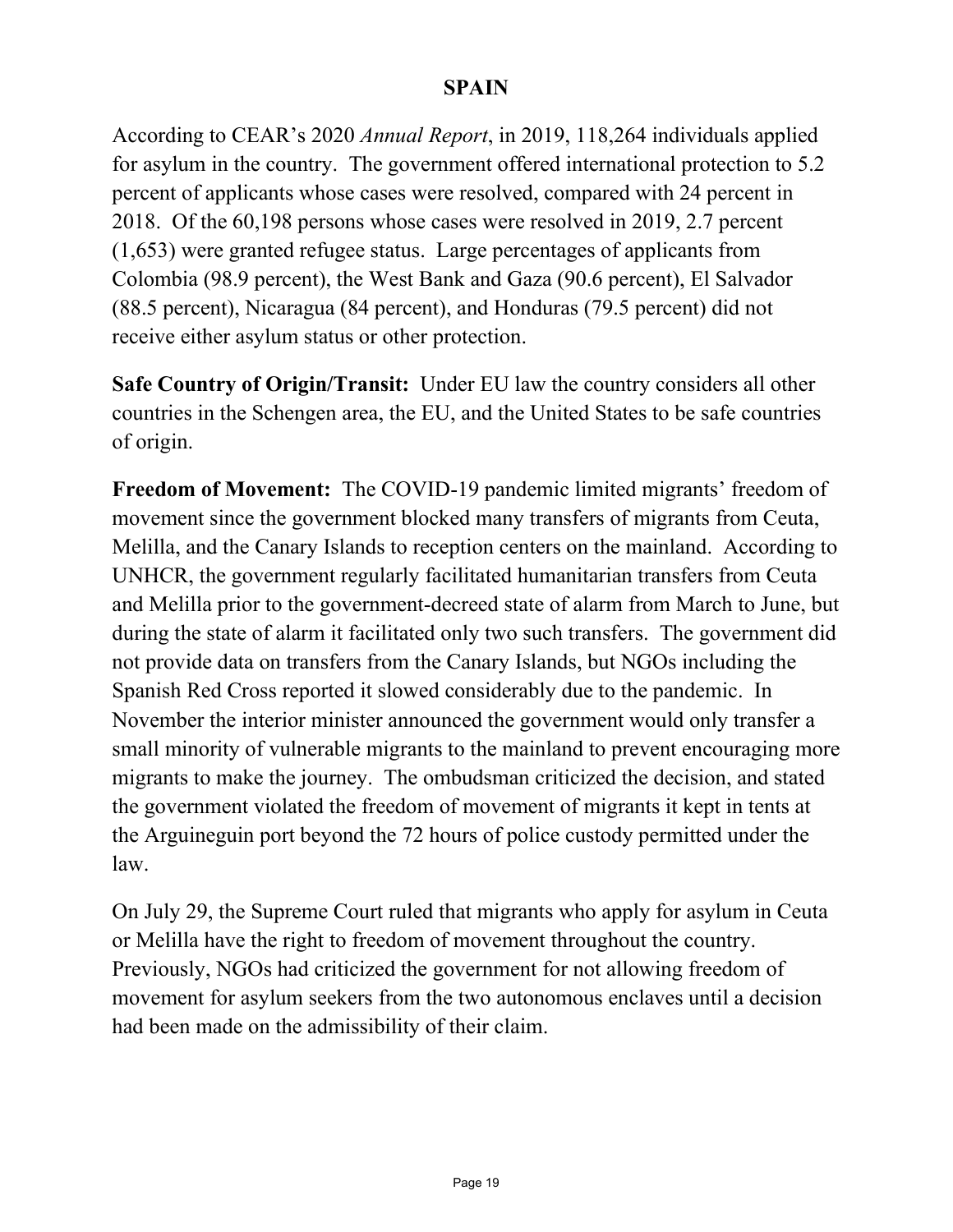# SPAIN

According to CEAR's 2020 *Annual Report*, in 2019, 118,264 individuals applied for asylum in the country. The government offered international protection to 5.2 percent of applicants whose cases were resolved, compared with 24 percent in 2018. Of the 60,198 persons whose cases were resolved in 2019, 2.7 percent (1,653) were granted refugee status. Large percentages of applicants from Colombia (98.9 percent), the West Bank and Gaza (90.6 percent), El Salvador (88.5 percent), Nicaragua (84 percent), and Honduras (79.5 percent) did not receive either asylum status or other protection.

**Safe Country of Origin/Transit:** Under EU law the country considers all other countries in the Schengen area, the EU, and the United States to be safe countries of origin.

**Freedom of Movement:** The COVID-19 pandemic limited migrants' freedom of movement since the government blocked many transfers of migrants from Ceuta, Melilla, and the Canary Islands to reception centers on the mainland. According to UNHCR, the government regularly facilitated humanitarian transfers from Ceuta and Melilla prior to the government-decreed state of alarm from March to June, but during the state of alarm it facilitated only two such transfers. The government did not provide data on transfers from the Canary Islands, but NGOs including the Spanish Red Cross reported it slowed considerably due to the pandemic. In November the interior minister announced the government would only transfer a small minority of vulnerable migrants to the mainland to prevent encouraging more migrants to make the journey. The ombudsman criticized the decision, and stated the government violated the freedom of movement of migrants it kept in tents at the Arguineguin port beyond the 72 hours of police custody permitted under the law.

On July 29, the Supreme Court ruled that migrants who apply for asylum in Ceuta or Melilla have the right to freedom of movement throughout the country. Previously, NGOs had criticized the government for not allowing freedom of movement for asylum seekers from the two autonomous enclaves until a decision had been made on the admissibility of their claim.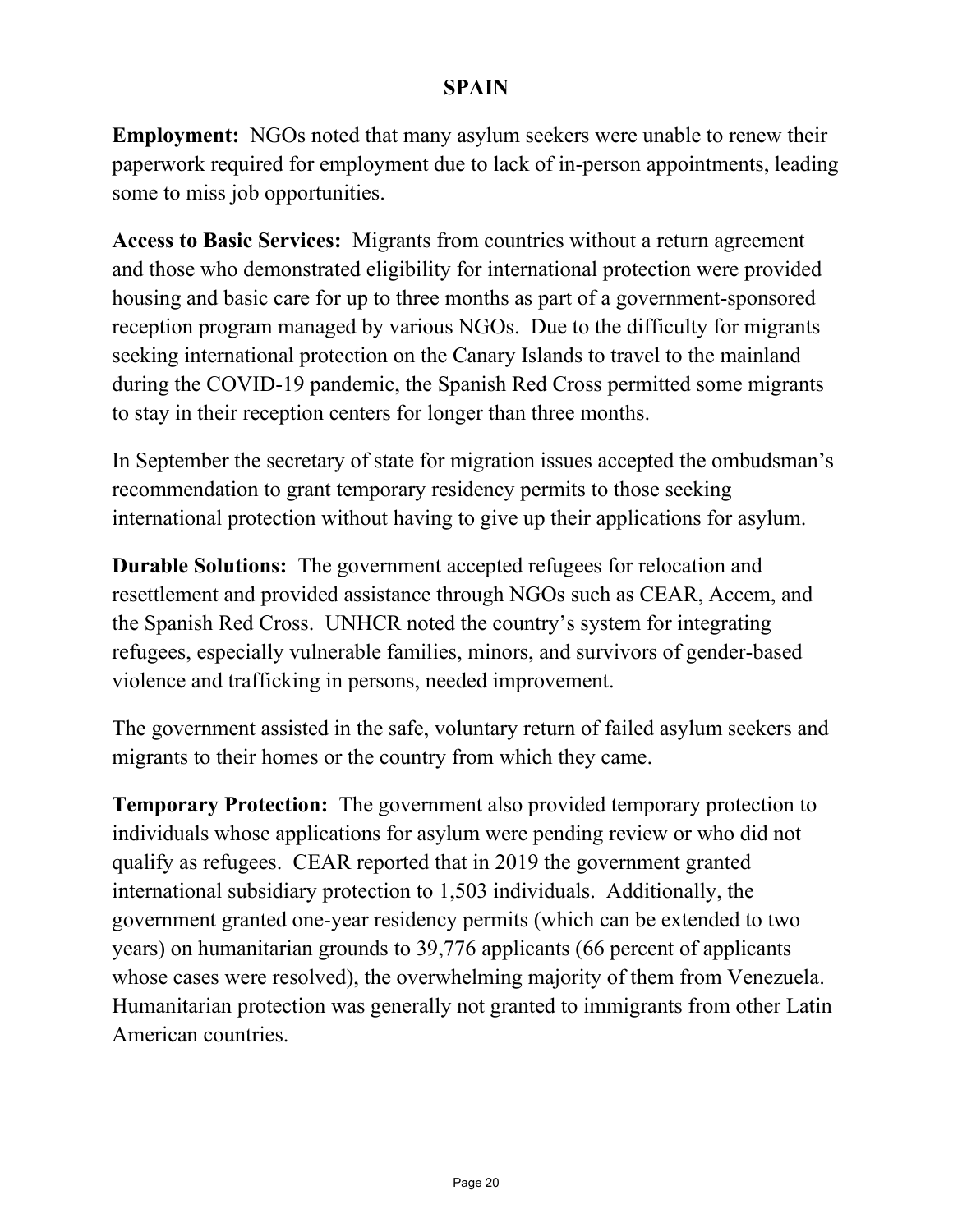**SPAIN**

**Employment:** NGOs noted that many asylum seekers were unable to renew their paperwork required for employment due to lack of in-person appointments, leading some to miss job opportunities.

**Access to Basic Services:** Migrants from countries without a return agreement and those who demonstrated eligibility for international protection were provided housing and basic care for up to three months as part of a government-sponsored reception program managed by various NGOs. Due to the difficulty for migrants seeking international protection on the Canary Islands to travel to the mainland during the COVID-19 pandemic, the Spanish Red Cross permitted some migrants to stay in their reception centers for longer than three months.

In September the secretary of state for migration issues accepted the ombudsman's recommendation to grant temporary residency permits to those seeking international protection without having to give up their applications for asylum.

**Durable Solutions:** The government accepted refugees for relocation and resettlement and provided assistance through NGOs such as CEAR, Accem, and the Spanish Red Cross. UNHCR noted the country's system for integrating refugees, especially vulnerable families, minors, and survivors of gender-based violence and trafficking in persons, needed improvement.

The government assisted in the safe, voluntary return of failed asylum seekers and migrants to their homes or the country from which they came.

**Temporary Protection:** The government also provided temporary protection to individuals whose applications for asylum were pending review or who did not qualify as refugees. CEAR reported that in 2019 the government granted international subsidiary protection to 1,503 individuals. Additionally, the government granted one-year residency permits (which can be extended to two years) on humanitarian grounds to 39,776 applicants (66 percent of applicants whose cases were resolved), the overwhelming majority of them from Venezuela. Humanitarian protection was generally not granted to immigrants from other Latin American countries.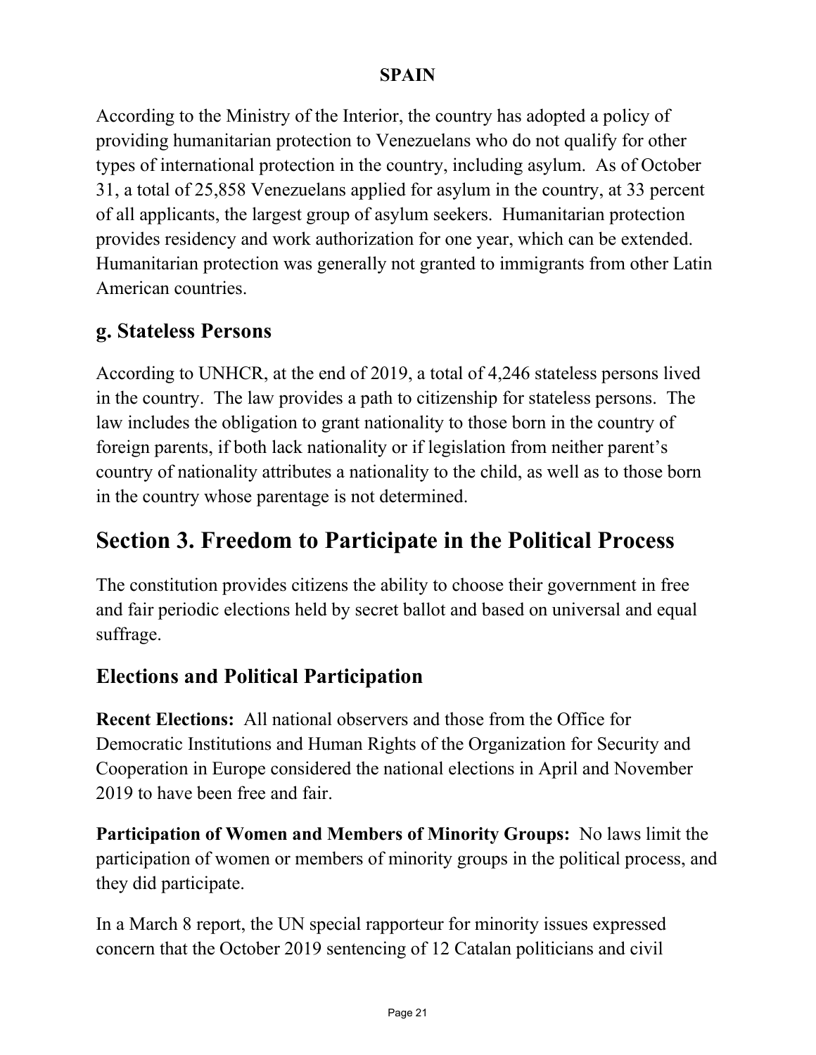According to the Ministry of the Interior, the country has adopted a policy of providing humanitarian protection to Venezuelans who do not qualify for other types of international protection in the country, including asylum. As of October 31, a total of 25,858 Venezuelans applied for asylum in the country, at 33 percent of all applicants, the largest group of asylum seekers. Humanitarian protection provides residency and work authorization for one year, which can be extended. Humanitarian protection was generally not granted to immigrants from other Latin American countries.

### g. Stateless Persons

According to UNHCR, at the end of 2019, a total of 4,246 stateless persons lived in the country. The law provides a path to citizenship for stateless persons. The law includes the obligation to grant nationality to those born in the country of foreign parents, if both lack nationality or if legislation from neither parent's country of nationality attributes a nationality to the child, as well as to those born in the country whose parentage is not determined.

## Section 3. Freedom to Participate in the Political Process

The constitution provides citizens the ability to choose their government in free and fair periodic elections held by secret ballot and based on universal and equal suffrage.

### Elections and Political Participation

**Recent Elections:** All national observers and those from the Office for Democratic Institutions and Human Rights of the Organization for Security and Cooperation in Europe considered the national elections in April and November 2019 to have been free and fair.

**Participation of Women and Members of Minority Groups:** No laws limit the participation of women or members of minority groups in the political process, and they did participate.

In a March 8 report, the UN special rapporteur for minority issues expressed concern that the October 2019 sentencing of 12 Catalan politicians and civil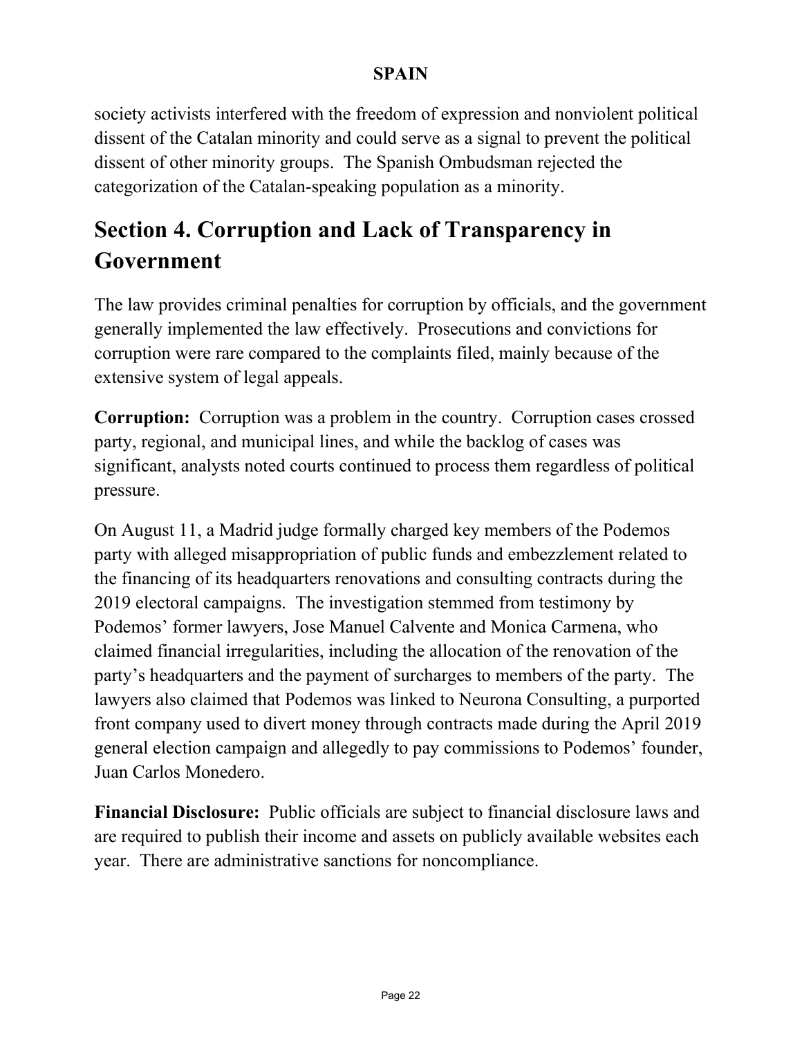society activists interfered with the freedom of expression and nonviolent political dissent of the Catalan minority and could serve as a signal to prevent the political dissent of other minority groups. The Spanish Ombudsman rejected the categorization of the Catalan-speaking population as a minority.

## Section 4. Corruption and Lack of Transparency in Government

The law provides criminal penalties for corruption by officials, and the government generally implemented the law effectively. Prosecutions and convictions for corruption were rare compared to the complaints filed, mainly because of the extensive system of legal appeals.

**Corruption:** Corruption was a problem in the country. Corruption cases crossed party, regional, and municipal lines, and while the backlog of cases was significant, analysts noted courts continued to process them regardless of political pressure.

On August 11, a Madrid judge formally charged key members of the Podemos party with alleged misappropriation of public funds and embezzlement related to the financing of its headquarters renovations and consulting contracts during the 2019 electoral campaigns. The investigation stemmed from testimony by Podemos' former lawyers, Jose Manuel Calvente and Monica Carmena, who claimed financial irregularities, including the allocation of the renovation of the party's headquarters and the payment of surcharges to members of the party. The lawyers also claimed that Podemos was linked to Neurona Consulting, a purported front company used to divert money through contracts made during the April 2019 general election campaign and allegedly to pay commissions to Podemos' founder, Juan Carlos Monedero.

**Financial Disclosure:** Public officials are subject to financial disclosure laws and are required to publish their income and assets on publicly available websites each year. There are administrative sanctions for noncompliance.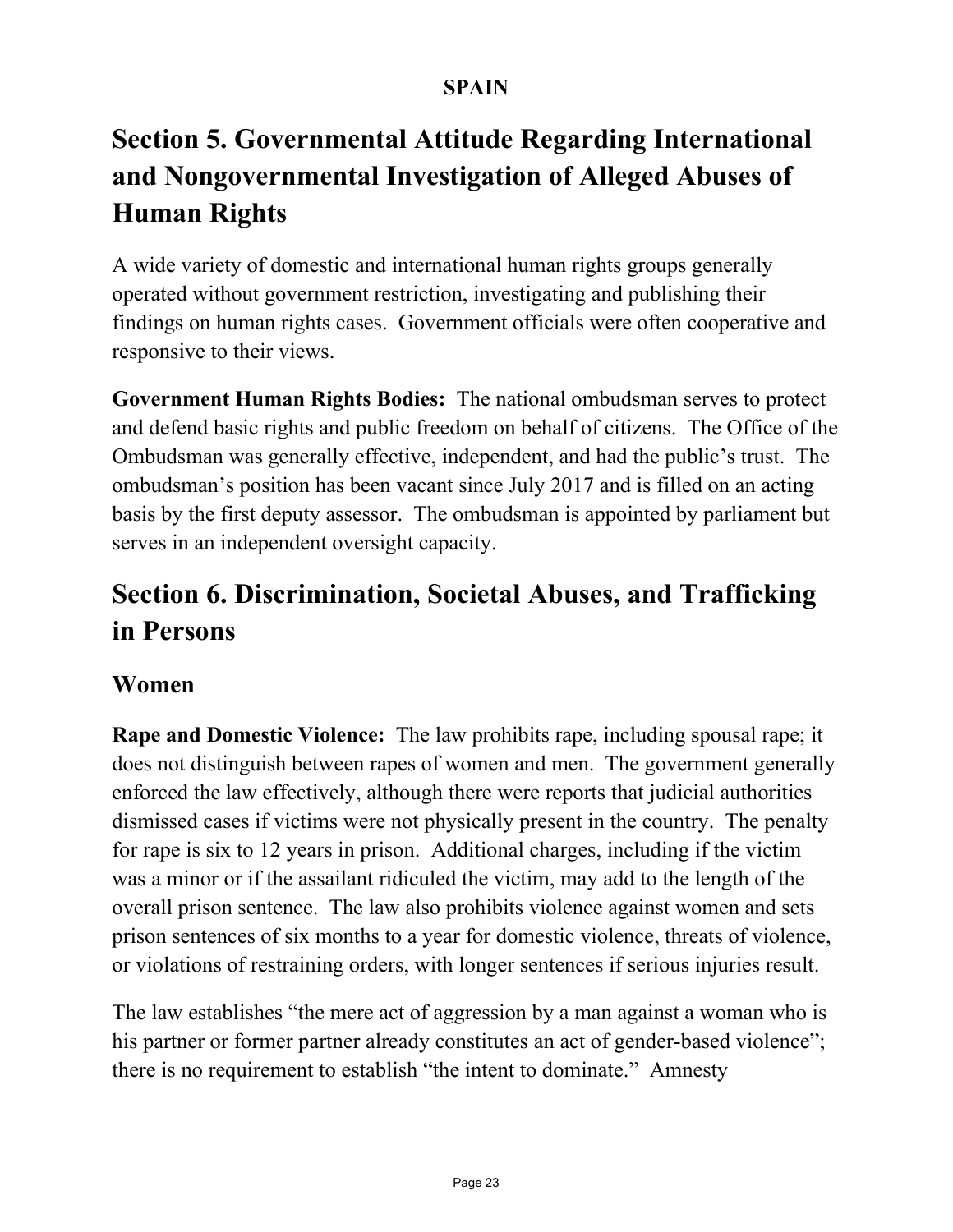# Section 5. Governmental Attitude Regarding International and Nongovernmental Investigation of Alleged Abuses of Human Rights

A wide variety of domestic and international human rights groups generally operated without government restriction, investigating and publishing their findings on human rights cases. Government officials were often cooperative and responsive to their views.

**Government Human Rights Bodies:** The national ombudsman serves to protect and defend basic rights and public freedom on behalf of citizens. The Office of the Ombudsman was generally effective, independent, and had the public's trust. The ombudsman's position has been vacant since July 2017 and is filled on an acting basis by the first deputy assessor. The ombudsman is appointed by parliament but serves in an independent oversight capacity.

# Section 6. Discrimination, Societal Abuses, and Trafficking in Persons

## Women

**Rape and Domestic Violence:** The law prohibits rape, including spousal rape; it does not distinguish between rapes of women and men. The government generally enforced the law effectively, although there were reports that judicial authorities dismissed cases if victims were not physically present in the country. The penalty for rape is six to 12 years in prison. Additional charges, including if the victim was a minor or if the assailant ridiculed the victim, may add to the length of the overall prison sentence. The law also prohibits violence against women and sets prison sentences of six months to a year for domestic violence, threats of violence, or violations of restraining orders, with longer sentences if serious injuries result.

The law establishes "the mere act of aggression by a man against a woman who is his partner or former partner already constitutes an act of gender-based violence"; there is no requirement to establish "the intent to dominate." Amnesty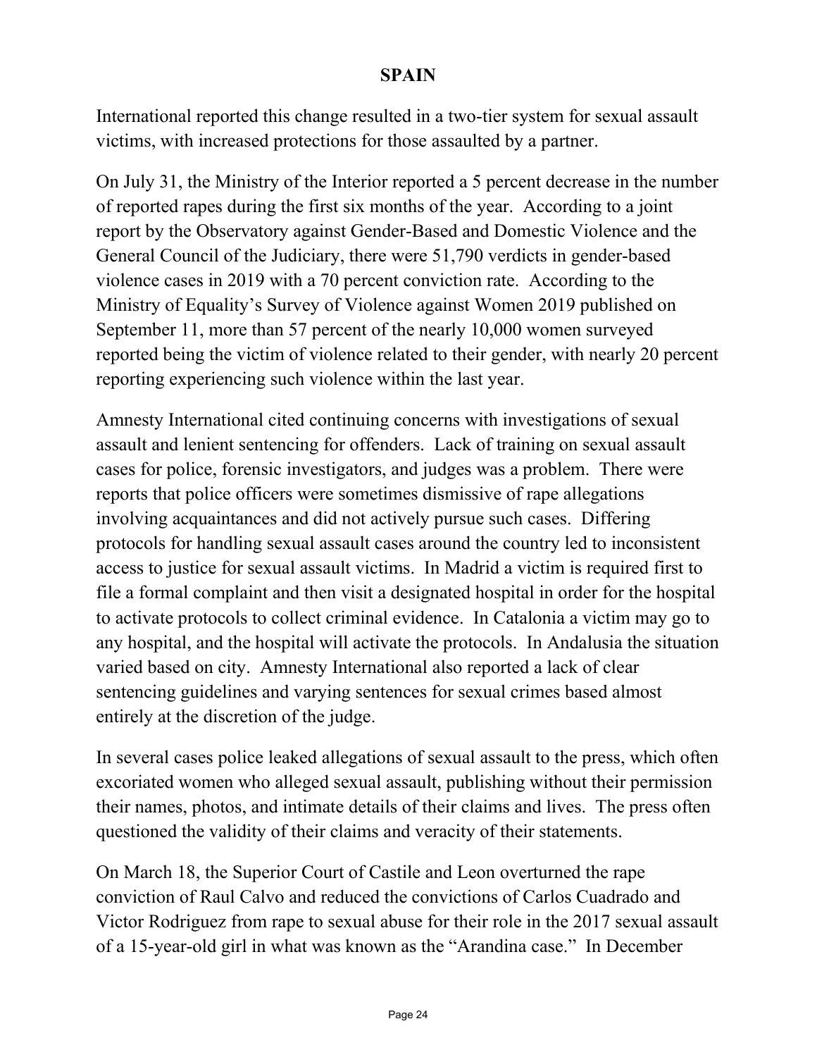International reported this change resulted in a two-tier system for sexual assault victims, with increased protections for those assaulted by a partner.

On July 31, the Ministry of the Interior reported a 5 percent decrease in the number of reported rapes during the first six months of the year. According to a joint report by the Observatory against Gender-Based and Domestic Violence and the General Council of the Judiciary, there were 51,790 verdicts in gender-based violence cases in 2019 with a 70 percent conviction rate. According to the Ministry of Equality's Survey of Violence against Women 2019 published on September 11, more than 57 percent of the nearly 10,000 women surveyed reported being the victim of violence related to their gender, with nearly 20 percent reporting experiencing such violence within the last year.

Amnesty International cited continuing concerns with investigations of sexual assault and lenient sentencing for offenders. Lack of training on sexual assault cases for police, forensic investigators, and judges was a problem. There were reports that police officers were sometimes dismissive of rape allegations involving acquaintances and did not actively pursue such cases. Differing protocols for handling sexual assault cases around the country led to inconsistent access to justice for sexual assault victims. In Madrid a victim is required first to file a formal complaint and then visit a designated hospital in order for the hospital to activate protocols to collect criminal evidence. In Catalonia a victim may go to any hospital, and the hospital will activate the protocols. In Andalusia the situation varied based on city. Amnesty International also reported a lack of clear sentencing guidelines and varying sentences for sexual crimes based almost entirely at the discretion of the judge.

In several cases police leaked allegations of sexual assault to the press, which often excoriated women who alleged sexual assault, publishing without their permission their names, photos, and intimate details of their claims and lives. The press often questioned the validity of their claims and veracity of their statements.

On March 18, the Superior Court of Castile and Leon overturned the rape conviction of Raul Calvo and reduced the convictions of Carlos Cuadrado and Victor Rodriguez from rape to sexual abuse for their role in the 2017 sexual assault of a 15-year-old girl in what was known as the "Arandina case." In December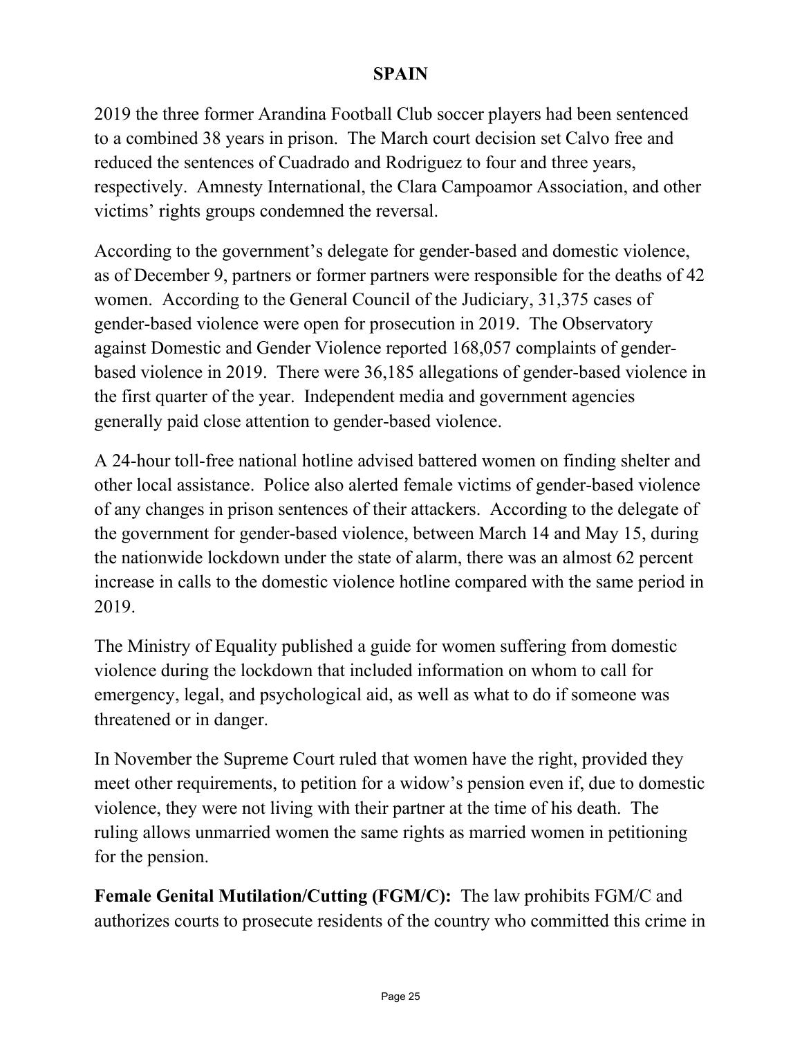2019 the three former Arandina Football Club soccer players had been sentenced to a combined 38 years in prison. The March court decision set Calvo free and reduced the sentences of Cuadrado and Rodriguez to four and three years, respectively. Amnesty International, the Clara Campoamor Association, and other victims' rights groups condemned the reversal.

According to the government's delegate for gender-based and domestic violence, as of December 9, partners or former partners were responsible for the deaths of 42 women. According to the General Council of the Judiciary, 31,375 cases of gender-based violence were open for prosecution in 2019. The Observatory against Domestic and Gender Violence reported 168,057 complaints of gender-based violence in 2019. There were 36,185 allegations of gender-based violence in the first quarter of the year. Independent media and government agencies generally paid close attention to gender-based violence.

A 24-hour toll-free national hotline advised battered women on finding shelter and other local assistance. Police also alerted female victims of gender-based violence of any changes in prison sentences of their attackers. According to the delegate of the government for gender-based violence, between March 14 and May 15, during the nationwide lockdown under the state of alarm, there was an almost 62 percent increase in calls to the domestic violence hotline compared with the same period in 2019.

The Ministry of Equality published a guide for women suffering from domestic violence during the lockdown that included information on whom to call for emergency, legal, and psychological aid, as well as what to do if someone was threatened or in danger.

In November the Supreme Court ruled that women have the right, provided they meet other requirements, to petition for a widow's pension even if, due to domestic violence, they were not living with their partner at the time of his death. The ruling allows unmarried women the same rights as married women in petitioning for the pension.

**Female Genital Mutilation/Cutting (FGM/C):** The law prohibits FGM/C and authorizes courts to prosecute residents of the country who committed this crime in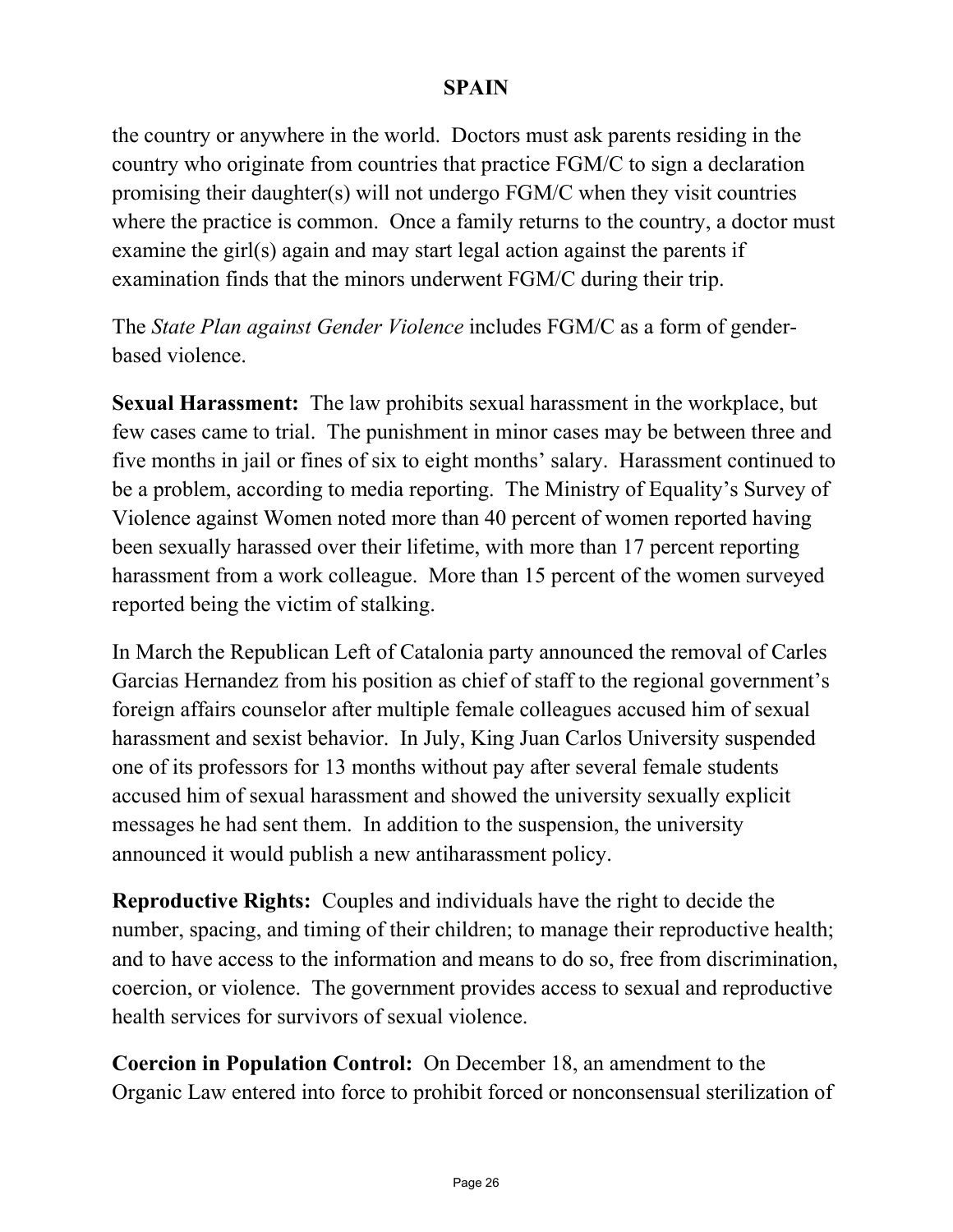the country or anywhere in the world. Doctors must ask parents residing in the country who originate from countries that practice FGM/C to sign a declaration promising their daughter(s) will not undergo FGM/C when they visit countries where the practice is common. Once a family returns to the country, a doctor must examine the girl(s) again and may start legal action against the parents if examination finds that the minors underwent FGM/C during their trip.

The *State Plan against Gender Violence* includes FGM/C as a form of gender-based violence.

**Sexual Harassment:** The law prohibits sexual harassment in the workplace, but few cases came to trial. The punishment in minor cases may be between three and five months in jail or fines of six to eight months' salary. Harassment continued to be a problem, according to media reporting. The Ministry of Equality's Survey of Violence against Women noted more than 40 percent of women reported having been sexually harassed over their lifetime, with more than 17 percent reporting harassment from a work colleague. More than 15 percent of the women surveyed reported being the victim of stalking.

In March the Republican Left of Catalonia party announced the removal of Carles Garcias Hernandez from his position as chief of staff to the regional government's foreign affairs counselor after multiple female colleagues accused him of sexual harassment and sexist behavior. In July, King Juan Carlos University suspended one of its professors for 13 months without pay after several female students accused him of sexual harassment and showed the university sexually explicit messages he had sent them. In addition to the suspension, the university announced it would publish a new antiharassment policy.

**Reproductive Rights:** Couples and individuals have the right to decide the number, spacing, and timing of their children; to manage their reproductive health; and to have access to the information and means to do so, free from discrimination, coercion, or violence. The government provides access to sexual and reproductive health services for survivors of sexual violence.

**Coercion in Population Control:** On December 18, an amendment to the Organic Law entered into force to prohibit forced or nonconsensual sterilization of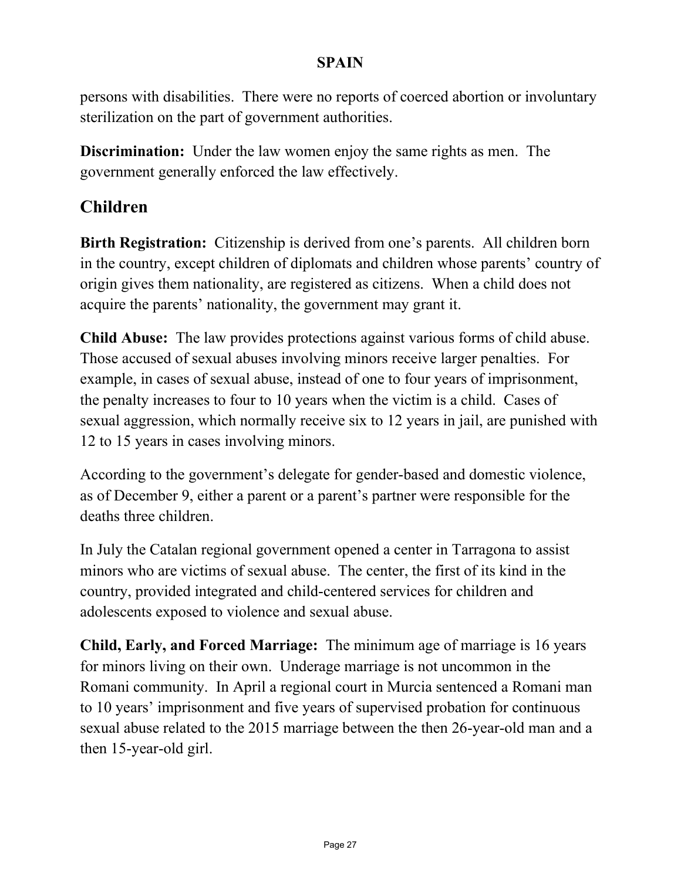persons with disabilities. There were no reports of coerced abortion or involuntary sterilization on the part of government authorities.

**Discrimination:** Under the law women enjoy the same rights as men. The government generally enforced the law effectively.

## Children

**Birth Registration:** Citizenship is derived from one's parents. All children born in the country, except children of diplomats and children whose parents' country of origin gives them nationality, are registered as citizens. When a child does not acquire the parents' nationality, the government may grant it.

**Child Abuse:** The law provides protections against various forms of child abuse. Those accused of sexual abuses involving minors receive larger penalties. For example, in cases of sexual abuse, instead of one to four years of imprisonment, the penalty increases to four to 10 years when the victim is a child. Cases of sexual aggression, which normally receive six to 12 years in jail, are punished with 12 to 15 years in cases involving minors.

According to the government's delegate for gender-based and domestic violence, as of December 9, either a parent or a parent's partner were responsible for the deaths three children.

In July the Catalan regional government opened a center in Tarragona to assist minors who are victims of sexual abuse. The center, the first of its kind in the country, provided integrated and child-centered services for children and adolescents exposed to violence and sexual abuse.

**Child, Early, and Forced Marriage:** The minimum age of marriage is 16 years for minors living on their own. Underage marriage is not uncommon in the Romani community. In April a regional court in Murcia sentenced a Romani man to 10 years' imprisonment and five years of supervised probation for continuous sexual abuse related to the 2015 marriage between the then 26-year-old man and a then 15-year-old girl.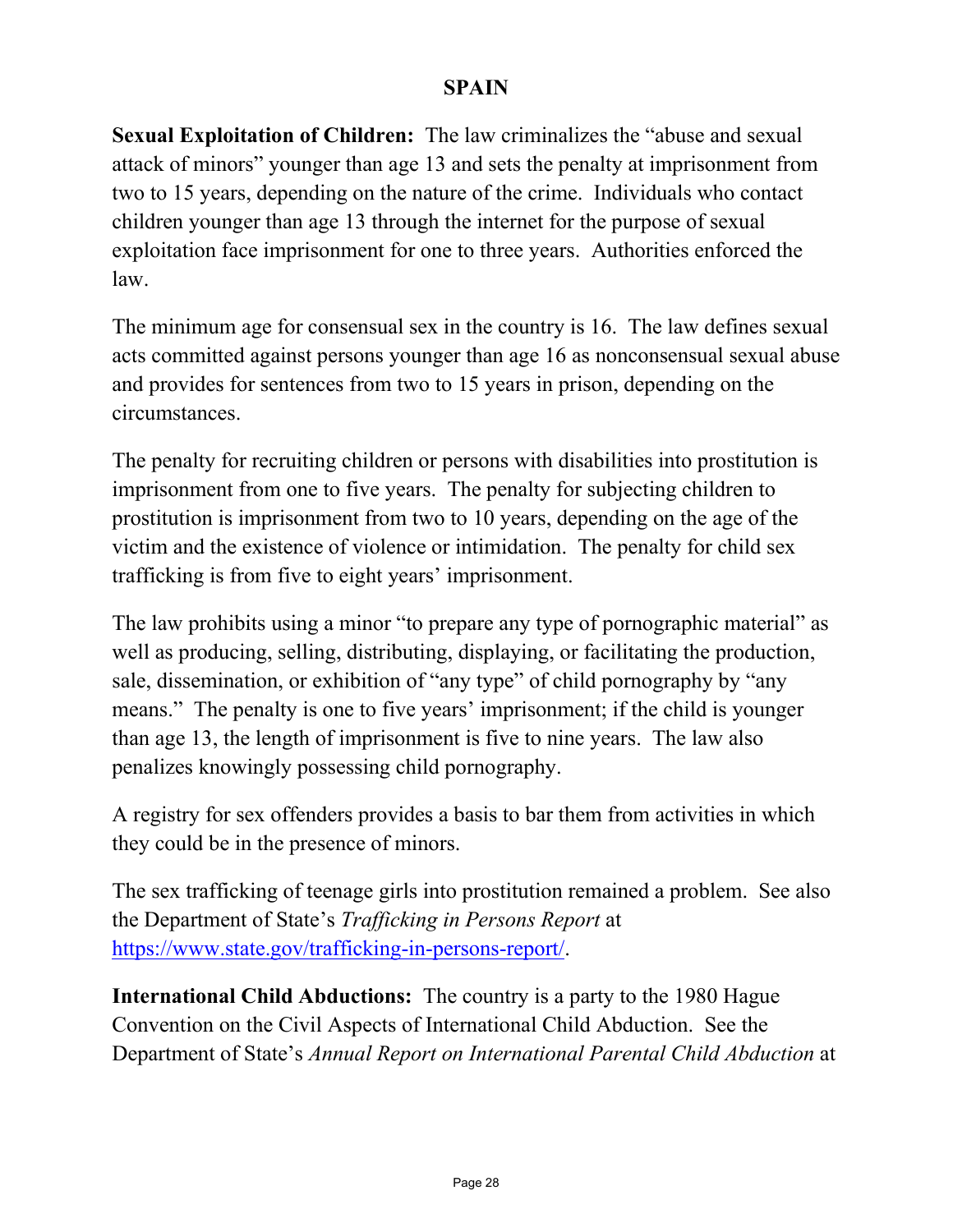## SPAIN

**Sexual Exploitation of Children:** The law criminalizes the "abuse and sexual attack of minors" younger than age 13 and sets the penalty at imprisonment from two to 15 years, depending on the nature of the crime. Individuals who contact children younger than age 13 through the internet for the purpose of sexual exploitation face imprisonment for one to three years. Authorities enforced the law.

The minimum age for consensual sex in the country is 16. The law defines sexual acts committed against persons younger than age 16 as nonconsensual sexual abuse and provides for sentences from two to 15 years in prison, depending on the circumstances.

The penalty for recruiting children or persons with disabilities into prostitution is imprisonment from one to five years. The penalty for subjecting children to prostitution is imprisonment from two to 10 years, depending on the age of the victim and the existence of violence or intimidation. The penalty for child sex trafficking is from five to eight years' imprisonment.

The law prohibits using a minor "to prepare any type of pornographic material" as well as producing, selling, distributing, displaying, or facilitating the production, sale, dissemination, or exhibition of "any type" of child pornography by "any means." The penalty is one to five years' imprisonment; if the child is younger than age 13, the length of imprisonment is five to nine years. The law also penalizes knowingly possessing child pornography.

A registry for sex offenders provides a basis to bar them from activities in which they could be in the presence of minors.

The sex trafficking of teenage girls into prostitution remained a problem. See also the Department of State's *Trafficking in Persons Report* at [https://www.state.gov/trafficking-in-persons-report/](https://www.state.gov/trafficking-in-persons-report/).

**International Child Abductions:** The country is a party to the 1980 Hague Convention on the Civil Aspects of International Child Abduction. See the Department of State's *Annual Report on International Parental Child Abduction* at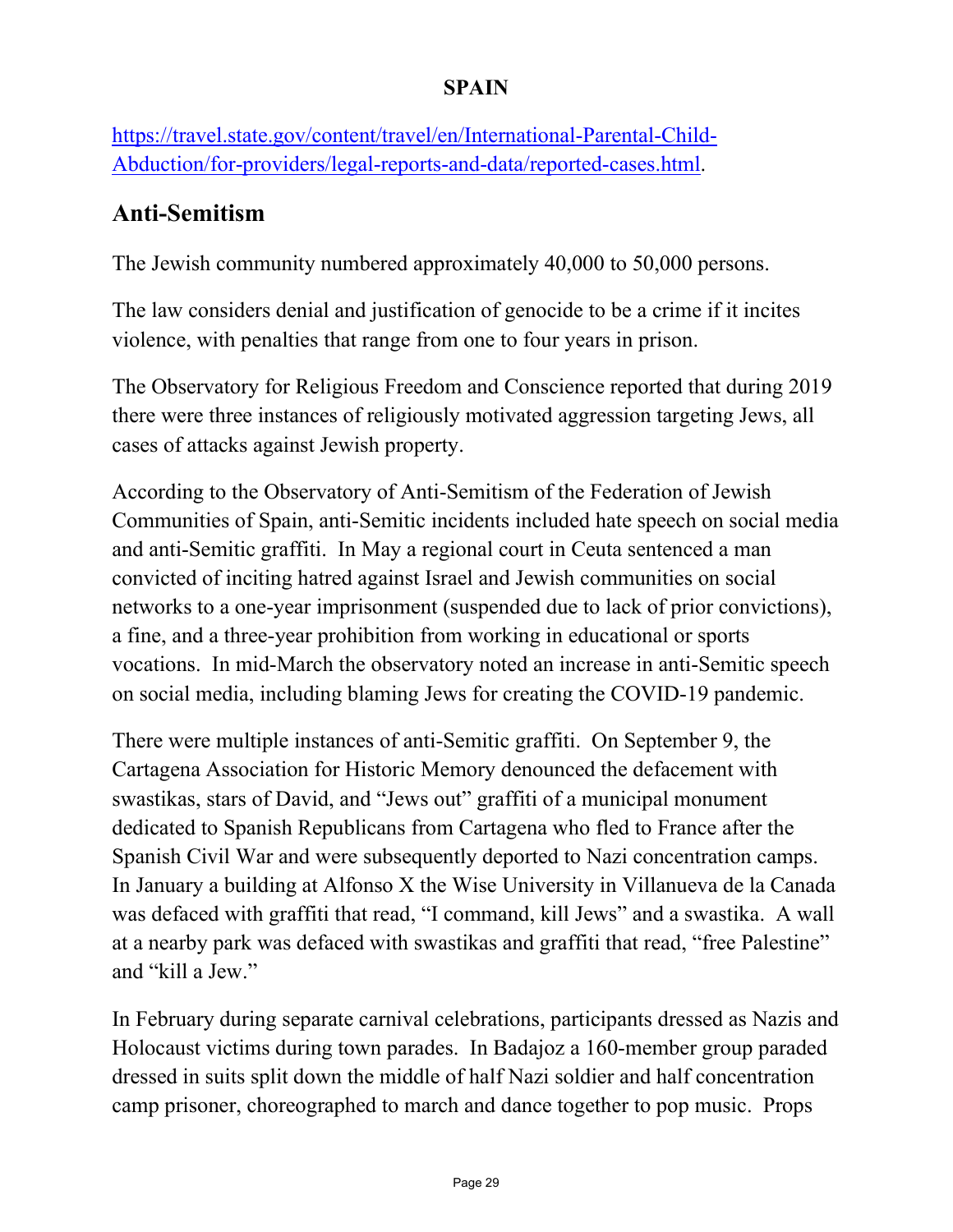https://travel.state.gov/content/travel/en/International-Parental-Child-Abduction/for-providers/legal-reports-and-data/reported-cases.html.

## Anti-Semitism

The Jewish community numbered approximately 40,000 to 50,000 persons.

The law considers denial and justification of genocide to be a crime if it incites violence, with penalties that range from one to four years in prison.

The Observatory for Religious Freedom and Conscience reported that during 2019 there were three instances of religiously motivated aggression targeting Jews, all cases of attacks against Jewish property.

According to the Observatory of Anti-Semitism of the Federation of Jewish Communities of Spain, anti-Semitic incidents included hate speech on social media and anti-Semitic graffiti. In May a regional court in Ceuta sentenced a man convicted of inciting hatred against Israel and Jewish communities on social networks to a one-year imprisonment (suspended due to lack of prior convictions), a fine, and a three-year prohibition from working in educational or sports vocations. In mid-March the observatory noted an increase in anti-Semitic speech on social media, including blaming Jews for creating the COVID-19 pandemic.

There were multiple instances of anti-Semitic graffiti. On September 9, the Cartagena Association for Historic Memory denounced the defacement with swastikas, stars of David, and "Jews out" graffiti of a municipal monument dedicated to Spanish Republicans from Cartagena who fled to France after the Spanish Civil War and were subsequently deported to Nazi concentration camps. In January a building at Alfonso X the Wise University in Villanueva de la Canada was defaced with graffiti that read, "I command, kill Jews" and a swastika. A wall at a nearby park was defaced with swastikas and graffiti that read, "free Palestine" and "kill a Jew."

In February during separate carnival celebrations, participants dressed as Nazis and Holocaust victims during town parades. In Badajoz a 160-member group paraded dressed in suits split down the middle of half Nazi soldier and half concentration camp prisoner, choreographed to march and dance together to pop music. Props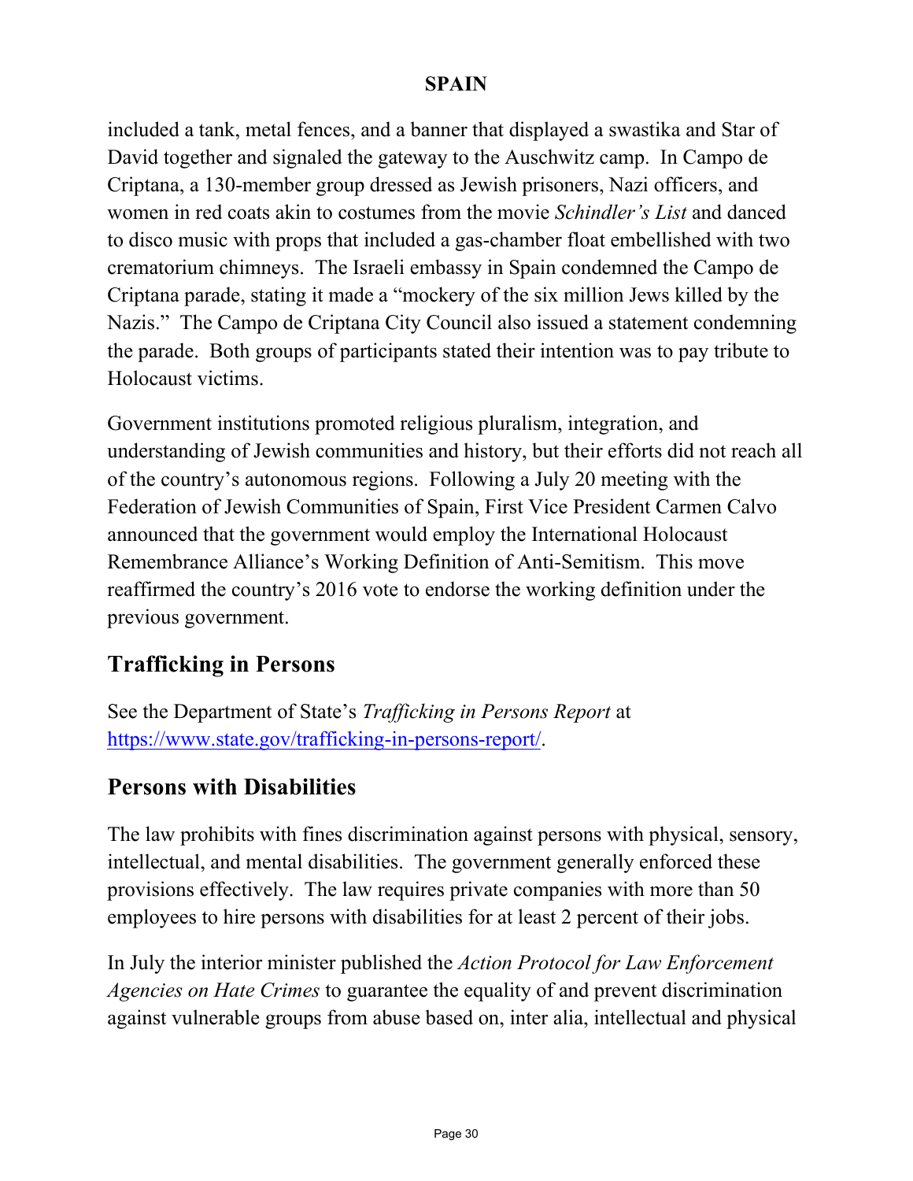included a tank, metal fences, and a banner that displayed a swastika and Star of David together and signaled the gateway to the Auschwitz camp. In Campo de Criptana, a 130-member group dressed as Jewish prisoners, Nazi officers, and women in red coats akin to costumes from the movie *Schindler's List* and danced to disco music with props that included a gas-chamber float embellished with two crematorium chimneys. The Israeli embassy in Spain condemned the Campo de Criptana parade, stating it made a "mockery of the six million Jews killed by the Nazis." The Campo de Criptana City Council also issued a statement condemning the parade. Both groups of participants stated their intention was to pay tribute to Holocaust victims.

Government institutions promoted religious pluralism, integration, and understanding of Jewish communities and history, but their efforts did not reach all of the country's autonomous regions. Following a July 20 meeting with the Federation of Jewish Communities of Spain, First Vice President Carmen Calvo announced that the government would employ the International Holocaust Remembrance Alliance's Working Definition of Anti-Semitism. This move reaffirmed the country's 2016 vote to endorse the working definition under the previous government.

## Trafficking in Persons

See the Department of State's *Trafficking in Persons Report* at [https://www.state.gov/trafficking-in-persons-report/](https://www.state.gov/trafficking-in-persons-report/).

## Persons with Disabilities

The law prohibits with fines discrimination against persons with physical, sensory, intellectual, and mental disabilities. The government generally enforced these provisions effectively. The law requires private companies with more than 50 employees to hire persons with disabilities for at least 2 percent of their jobs.

In July the interior minister published the *Action Protocol for Law Enforcement Agencies on Hate Crimes* to guarantee the equality of and prevent discrimination against vulnerable groups from abuse based on, inter alia, intellectual and physical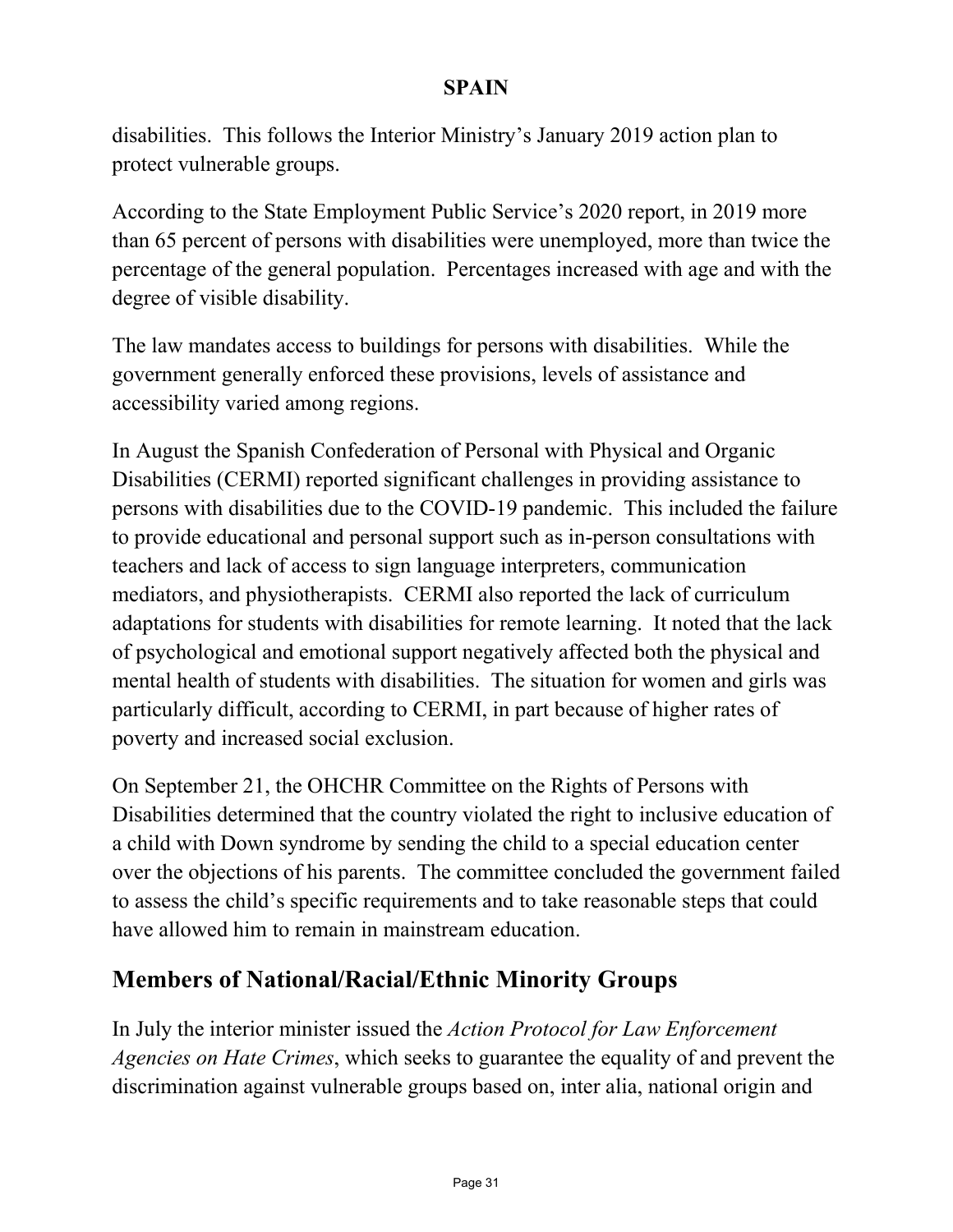disabilities. This follows the Interior Ministry's January 2019 action plan to protect vulnerable groups.

According to the State Employment Public Service's 2020 report, in 2019 more than 65 percent of persons with disabilities were unemployed, more than twice the percentage of the general population. Percentages increased with age and with the degree of visible disability.

The law mandates access to buildings for persons with disabilities. While the government generally enforced these provisions, levels of assistance and accessibility varied among regions.

In August the Spanish Confederation of Personal with Physical and Organic Disabilities (CERMI) reported significant challenges in providing assistance to persons with disabilities due to the COVID-19 pandemic. This included the failure to provide educational and personal support such as in-person consultations with teachers and lack of access to sign language interpreters, communication mediators, and physiotherapists. CERMI also reported the lack of curriculum adaptations for students with disabilities for remote learning. It noted that the lack of psychological and emotional support negatively affected both the physical and mental health of students with disabilities. The situation for women and girls was particularly difficult, according to CERMI, in part because of higher rates of poverty and increased social exclusion.

On September 21, the OHCHR Committee on the Rights of Persons with Disabilities determined that the country violated the right to inclusive education of a child with Down syndrome by sending the child to a special education center over the objections of his parents. The committee concluded the government failed to assess the child's specific requirements and to take reasonable steps that could have allowed him to remain in mainstream education.

## Members of National/Racial/Ethnic Minority Groups

In July the interior minister issued the *Action Protocol for Law Enforcement Agencies on Hate Crimes*, which seeks to guarantee the equality of and prevent the discrimination against vulnerable groups based on, inter alia, national origin and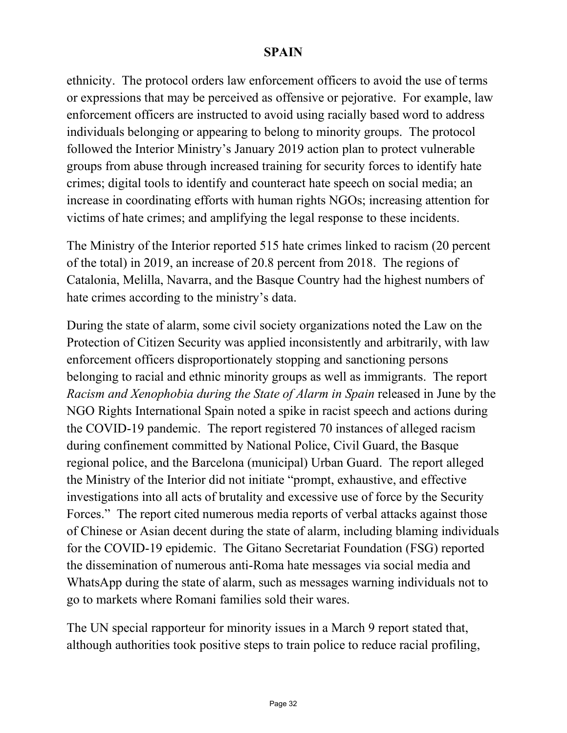ethnicity. The protocol orders law enforcement officers to avoid the use of terms or expressions that may be perceived as offensive or pejorative. For example, law enforcement officers are instructed to avoid using racially based word to address individuals belonging or appearing to belong to minority groups. The protocol followed the Interior Ministry's January 2019 action plan to protect vulnerable groups from abuse through increased training for security forces to identify hate crimes; digital tools to identify and counteract hate speech on social media; an increase in coordinating efforts with human rights NGOs; increasing attention for victims of hate crimes; and amplifying the legal response to these incidents.

The Ministry of the Interior reported 515 hate crimes linked to racism (20 percent of the total) in 2019, an increase of 20.8 percent from 2018. The regions of Catalonia, Melilla, Navarra, and the Basque Country had the highest numbers of hate crimes according to the ministry's data.

During the state of alarm, some civil society organizations noted the Law on the Protection of Citizen Security was applied inconsistently and arbitrarily, with law enforcement officers disproportionately stopping and sanctioning persons belonging to racial and ethnic minority groups as well as immigrants. The report *Racism and Xenophobia during the State of Alarm in Spain* released in June by the NGO Rights International Spain noted a spike in racist speech and actions during the COVID-19 pandemic. The report registered 70 instances of alleged racism during confinement committed by National Police, Civil Guard, the Basque regional police, and the Barcelona (municipal) Urban Guard. The report alleged the Ministry of the Interior did not initiate "prompt, exhaustive, and effective investigations into all acts of brutality and excessive use of force by the Security Forces." The report cited numerous media reports of verbal attacks against those of Chinese or Asian decent during the state of alarm, including blaming individuals for the COVID-19 epidemic. The Gitano Secretariat Foundation (FSG) reported the dissemination of numerous anti-Roma hate messages via social media and WhatsApp during the state of alarm, such as messages warning individuals not to go to markets where Romani families sold their wares.

The UN special rapporteur for minority issues in a March 9 report stated that, although authorities took positive steps to train police to reduce racial profiling,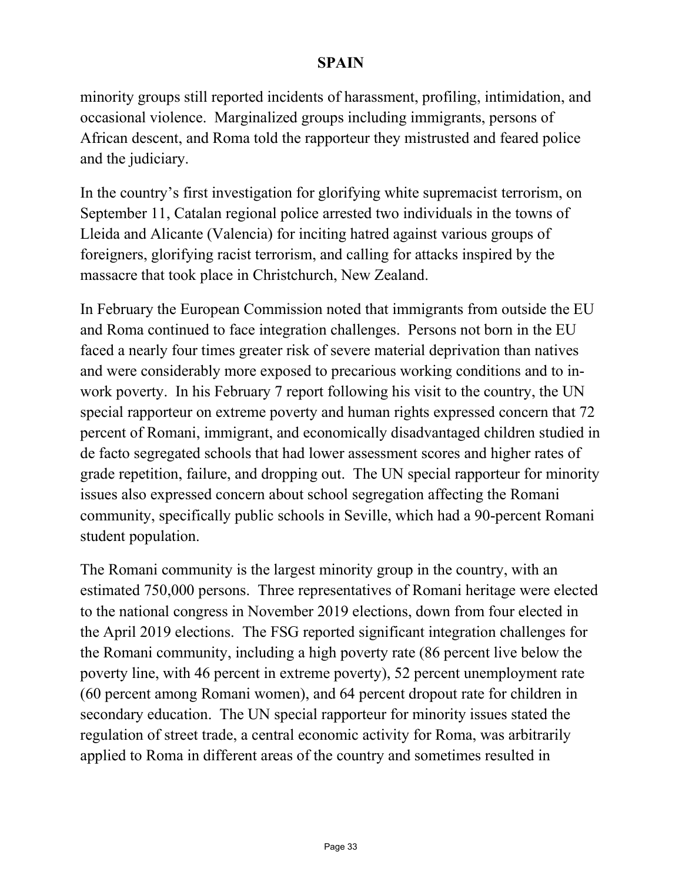minority groups still reported incidents of harassment, profiling, intimidation, and occasional violence. Marginalized groups including immigrants, persons of African descent, and Roma told the rapporteur they mistrusted and feared police and the judiciary.

In the country's first investigation for glorifying white supremacist terrorism, on September 11, Catalan regional police arrested two individuals in the towns of Lleida and Alicante (Valencia) for inciting hatred against various groups of foreigners, glorifying racist terrorism, and calling for attacks inspired by the massacre that took place in Christchurch, New Zealand.

In February the European Commission noted that immigrants from outside the EU and Roma continued to face integration challenges. Persons not born in the EU faced a nearly four times greater risk of severe material deprivation than natives and were considerably more exposed to precarious working conditions and to in-work poverty. In his February 7 report following his visit to the country, the UN special rapporteur on extreme poverty and human rights expressed concern that 72 percent of Romani, immigrant, and economically disadvantaged children studied in de facto segregated schools that had lower assessment scores and higher rates of grade repetition, failure, and dropping out. The UN special rapporteur for minority issues also expressed concern about school segregation affecting the Romani community, specifically public schools in Seville, which had a 90-percent Romani student population.

The Romani community is the largest minority group in the country, with an estimated 750,000 persons. Three representatives of Romani heritage were elected to the national congress in November 2019 elections, down from four elected in the April 2019 elections. The FSG reported significant integration challenges for the Romani community, including a high poverty rate (86 percent live below the poverty line, with 46 percent in extreme poverty), 52 percent unemployment rate (60 percent among Romani women), and 64 percent dropout rate for children in secondary education. The UN special rapporteur for minority issues stated the regulation of street trade, a central economic activity for Roma, was arbitrarily applied to Roma in different areas of the country and sometimes resulted in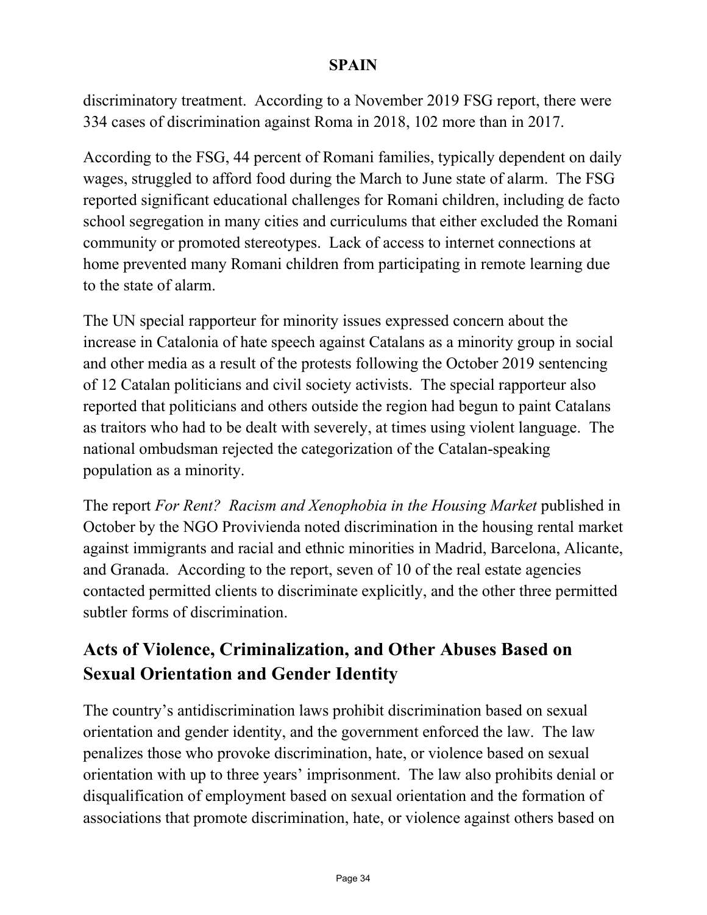discriminatory treatment. According to a November 2019 FSG report, there were 334 cases of discrimination against Roma in 2018, 102 more than in 2017.

According to the FSG, 44 percent of Romani families, typically dependent on daily wages, struggled to afford food during the March to June state of alarm. The FSG reported significant educational challenges for Romani children, including de facto school segregation in many cities and curriculums that either excluded the Romani community or promoted stereotypes. Lack of access to internet connections at home prevented many Romani children from participating in remote learning due to the state of alarm.

The UN special rapporteur for minority issues expressed concern about the increase in Catalonia of hate speech against Catalans as a minority group in social and other media as a result of the protests following the October 2019 sentencing of 12 Catalan politicians and civil society activists. The special rapporteur also reported that politicians and others outside the region had begun to paint Catalans as traitors who had to be dealt with severely, at times using violent language. The national ombudsman rejected the categorization of the Catalan-speaking population as a minority.

The report *For Rent? Racism and Xenophobia in the Housing Market* published in October by the NGO Provivienda noted discrimination in the housing rental market against immigrants and racial and ethnic minorities in Madrid, Barcelona, Alicante, and Granada. According to the report, seven of 10 of the real estate agencies contacted permitted clients to discriminate explicitly, and the other three permitted subtler forms of discrimination.

## Acts of Violence, Criminalization, and Other Abuses Based on Sexual Orientation and Gender Identity

The country's antidiscrimination laws prohibit discrimination based on sexual orientation and gender identity, and the government enforced the law. The law penalizes those who provoke discrimination, hate, or violence based on sexual orientation with up to three years' imprisonment. The law also prohibits denial or disqualification of employment based on sexual orientation and the formation of associations that promote discrimination, hate, or violence against others based on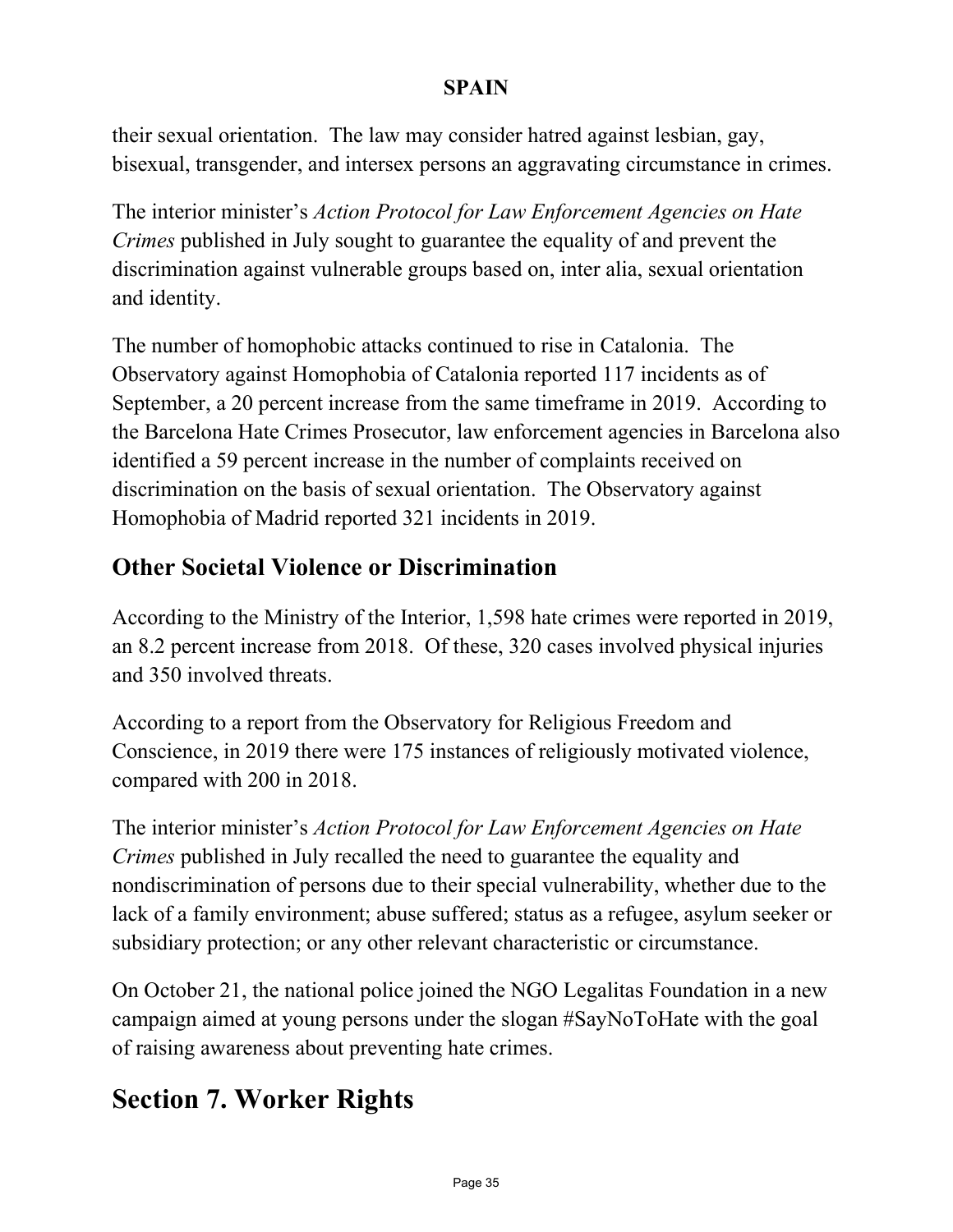their sexual orientation. The law may consider hatred against lesbian, gay, bisexual, transgender, and intersex persons an aggravating circumstance in crimes.

The interior minister's *Action Protocol for Law Enforcement Agencies on Hate Crimes* published in July sought to guarantee the equality of and prevent the discrimination against vulnerable groups based on, inter alia, sexual orientation and identity.

The number of homophobic attacks continued to rise in Catalonia. The Observatory against Homophobia of Catalonia reported 117 incidents as of September, a 20 percent increase from the same timeframe in 2019. According to the Barcelona Hate Crimes Prosecutor, law enforcement agencies in Barcelona also identified a 59 percent increase in the number of complaints received on discrimination on the basis of sexual orientation. The Observatory against Homophobia of Madrid reported 321 incidents in 2019.

## Other Societal Violence or Discrimination

According to the Ministry of the Interior, 1,598 hate crimes were reported in 2019, an 8.2 percent increase from 2018. Of these, 320 cases involved physical injuries and 350 involved threats.

According to a report from the Observatory for Religious Freedom and Conscience, in 2019 there were 175 instances of religiously motivated violence, compared with 200 in 2018.

The interior minister's *Action Protocol for Law Enforcement Agencies on Hate Crimes* published in July recalled the need to guarantee the equality and nondiscrimination of persons due to their special vulnerability, whether due to the lack of a family environment; abuse suffered; status as a refugee, asylum seeker or subsidiary protection; or any other relevant characteristic or circumstance.

On October 21, the national police joined the NGO Legalitas Foundation in a new campaign aimed at young persons under the slogan #SayNoToHate with the goal of raising awareness about preventing hate crimes.

# Section 7. Worker Rights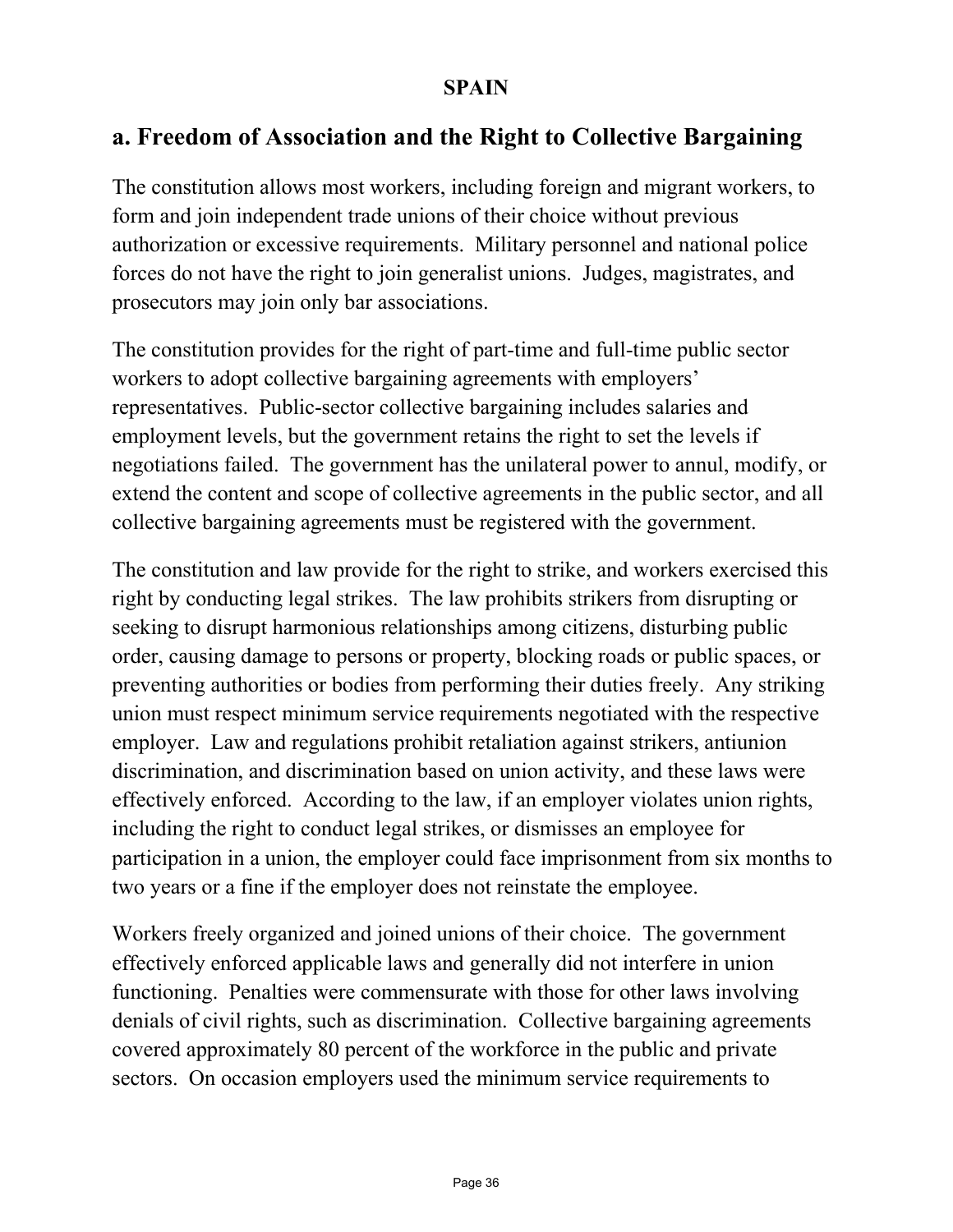# SPAIN

## a. Freedom of Association and the Right to Collective Bargaining

The constitution allows most workers, including foreign and migrant workers, to form and join independent trade unions of their choice without previous authorization or excessive requirements. Military personnel and national police forces do not have the right to join generalist unions. Judges, magistrates, and prosecutors may join only bar associations.

The constitution provides for the right of part-time and full-time public sector workers to adopt collective bargaining agreements with employers' representatives. Public-sector collective bargaining includes salaries and employment levels, but the government retains the right to set the levels if negotiations failed. The government has the unilateral power to annul, modify, or extend the content and scope of collective agreements in the public sector, and all collective bargaining agreements must be registered with the government.

The constitution and law provide for the right to strike, and workers exercised this right by conducting legal strikes. The law prohibits strikers from disrupting or seeking to disrupt harmonious relationships among citizens, disturbing public order, causing damage to persons or property, blocking roads or public spaces, or preventing authorities or bodies from performing their duties freely. Any striking union must respect minimum service requirements negotiated with the respective employer. Law and regulations prohibit retaliation against strikers, antiunion discrimination, and discrimination based on union activity, and these laws were effectively enforced. According to the law, if an employer violates union rights, including the right to conduct legal strikes, or dismisses an employee for participation in a union, the employer could face imprisonment from six months to two years or a fine if the employer does not reinstate the employee.

Workers freely organized and joined unions of their choice. The government effectively enforced applicable laws and generally did not interfere in union functioning. Penalties were commensurate with those for other laws involving denials of civil rights, such as discrimination. Collective bargaining agreements covered approximately 80 percent of the workforce in the public and private sectors. On occasion employers used the minimum service requirements to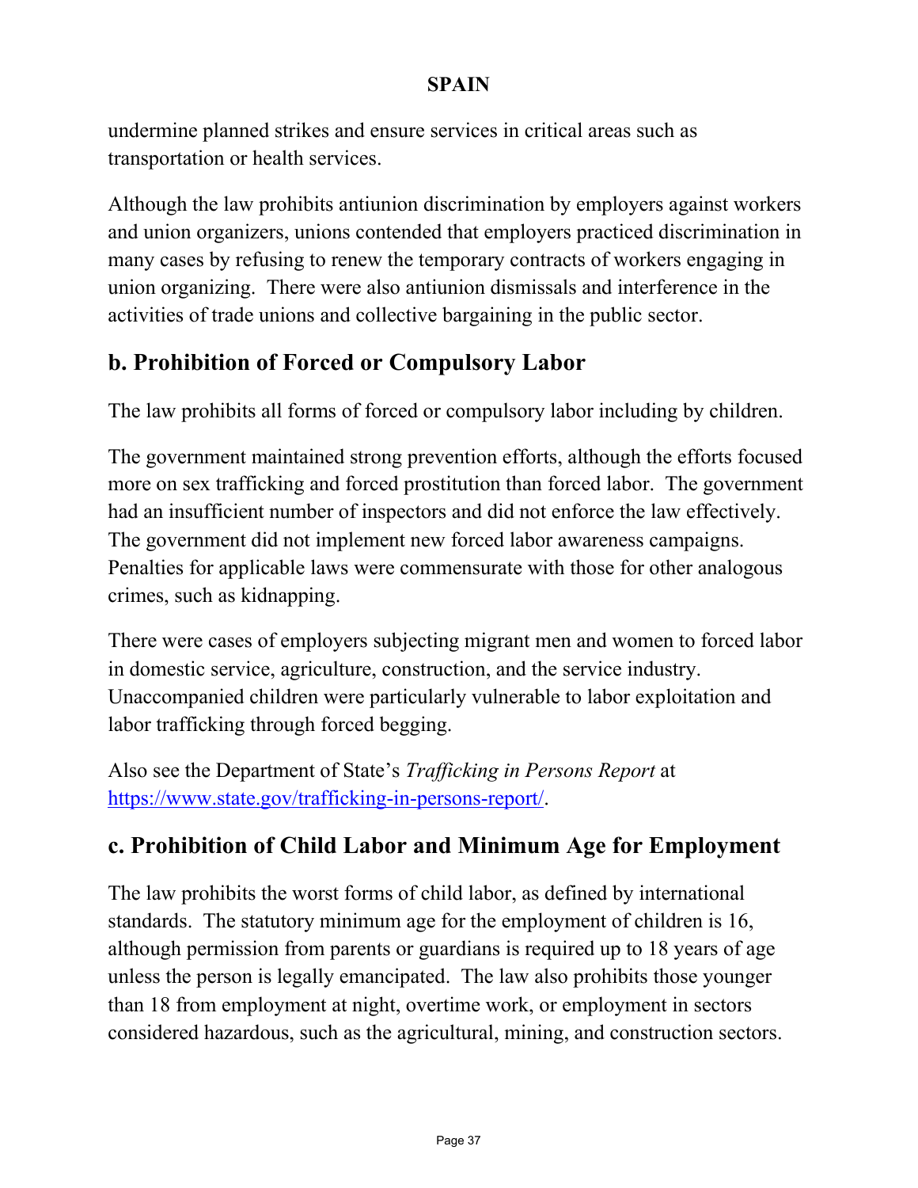undermine planned strikes and ensure services in critical areas such as transportation or health services.

Although the law prohibits antiunion discrimination by employers against workers and union organizers, unions contended that employers practiced discrimination in many cases by refusing to renew the temporary contracts of workers engaging in union organizing. There were also antiunion dismissals and interference in the activities of trade unions and collective bargaining in the public sector.

## b. Prohibition of Forced or Compulsory Labor

The law prohibits all forms of forced or compulsory labor including by children.

The government maintained strong prevention efforts, although the efforts focused more on sex trafficking and forced prostitution than forced labor. The government had an insufficient number of inspectors and did not enforce the law effectively. The government did not implement new forced labor awareness campaigns. Penalties for applicable laws were commensurate with those for other analogous crimes, such as kidnapping.

There were cases of employers subjecting migrant men and women to forced labor in domestic service, agriculture, construction, and the service industry. Unaccompanied children were particularly vulnerable to labor exploitation and labor trafficking through forced begging.

Also see the Department of State's *Trafficking in Persons Report* at https://www.state.gov/trafficking-in-persons-report/.

## c. Prohibition of Child Labor and Minimum Age for Employment

The law prohibits the worst forms of child labor, as defined by international standards. The statutory minimum age for the employment of children is 16, although permission from parents or guardians is required up to 18 years of age unless the person is legally emancipated. The law also prohibits those younger than 18 from employment at night, overtime work, or employment in sectors considered hazardous, such as the agricultural, mining, and construction sectors.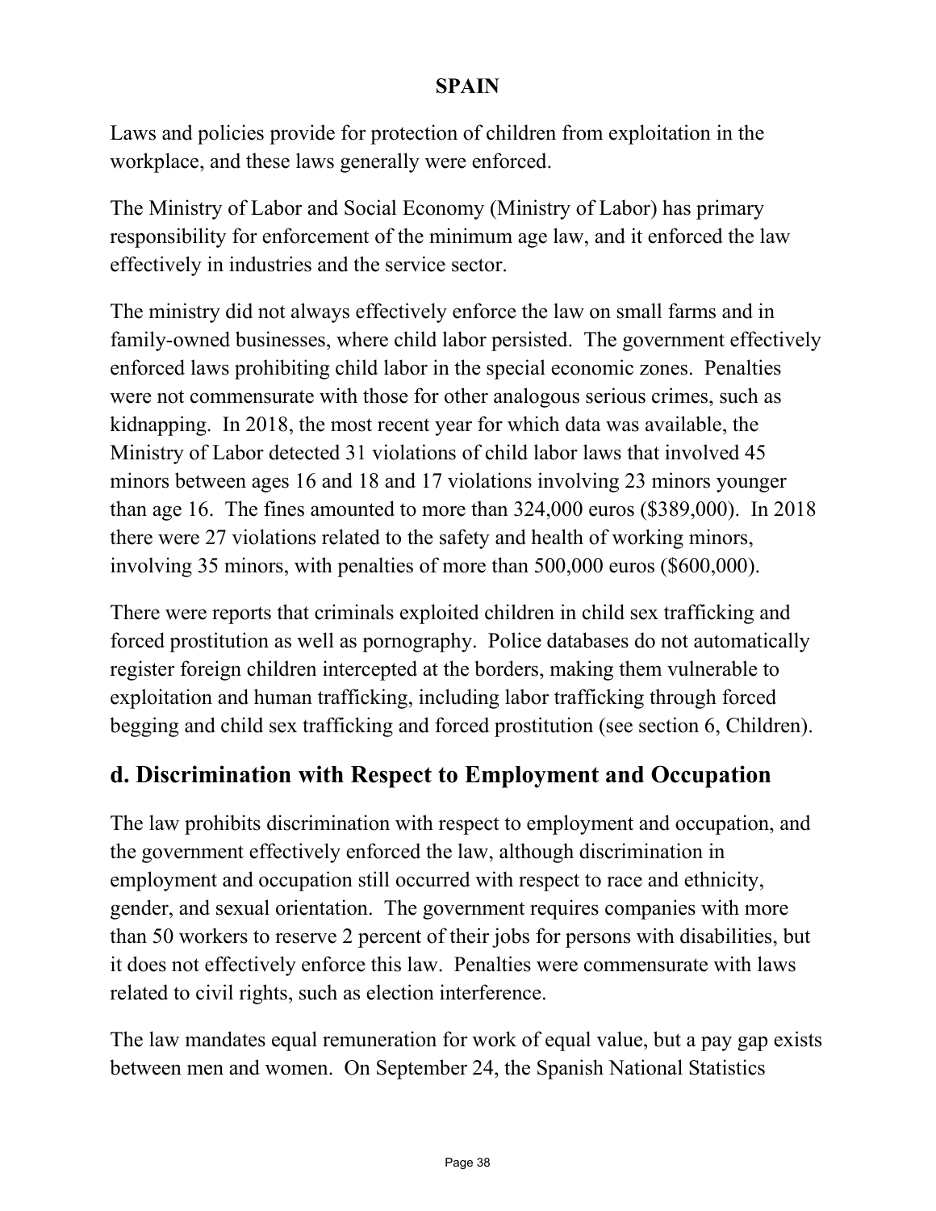Laws and policies provide for protection of children from exploitation in the workplace, and these laws generally were enforced.

The Ministry of Labor and Social Economy (Ministry of Labor) has primary responsibility for enforcement of the minimum age law, and it enforced the law effectively in industries and the service sector.

The ministry did not always effectively enforce the law on small farms and in family-owned businesses, where child labor persisted. The government effectively enforced laws prohibiting child labor in the special economic zones. Penalties were not commensurate with those for other analogous serious crimes, such as kidnapping. In 2018, the most recent year for which data was available, the Ministry of Labor detected 31 violations of child labor laws that involved 45 minors between ages 16 and 18 and 17 violations involving 23 minors younger than age 16. The fines amounted to more than 324,000 euros ($389,000). In 2018 there were 27 violations related to the safety and health of working minors, involving 35 minors, with penalties of more than 500,000 euros ($600,000).

There were reports that criminals exploited children in child sex trafficking and forced prostitution as well as pornography. Police databases do not automatically register foreign children intercepted at the borders, making them vulnerable to exploitation and human trafficking, including labor trafficking through forced begging and child sex trafficking and forced prostitution (see section 6, Children).

## d. Discrimination with Respect to Employment and Occupation

The law prohibits discrimination with respect to employment and occupation, and the government effectively enforced the law, although discrimination in employment and occupation still occurred with respect to race and ethnicity, gender, and sexual orientation. The government requires companies with more than 50 workers to reserve 2 percent of their jobs for persons with disabilities, but it does not effectively enforce this law. Penalties were commensurate with laws related to civil rights, such as election interference.

The law mandates equal remuneration for work of equal value, but a pay gap exists between men and women. On September 24, the Spanish National Statistics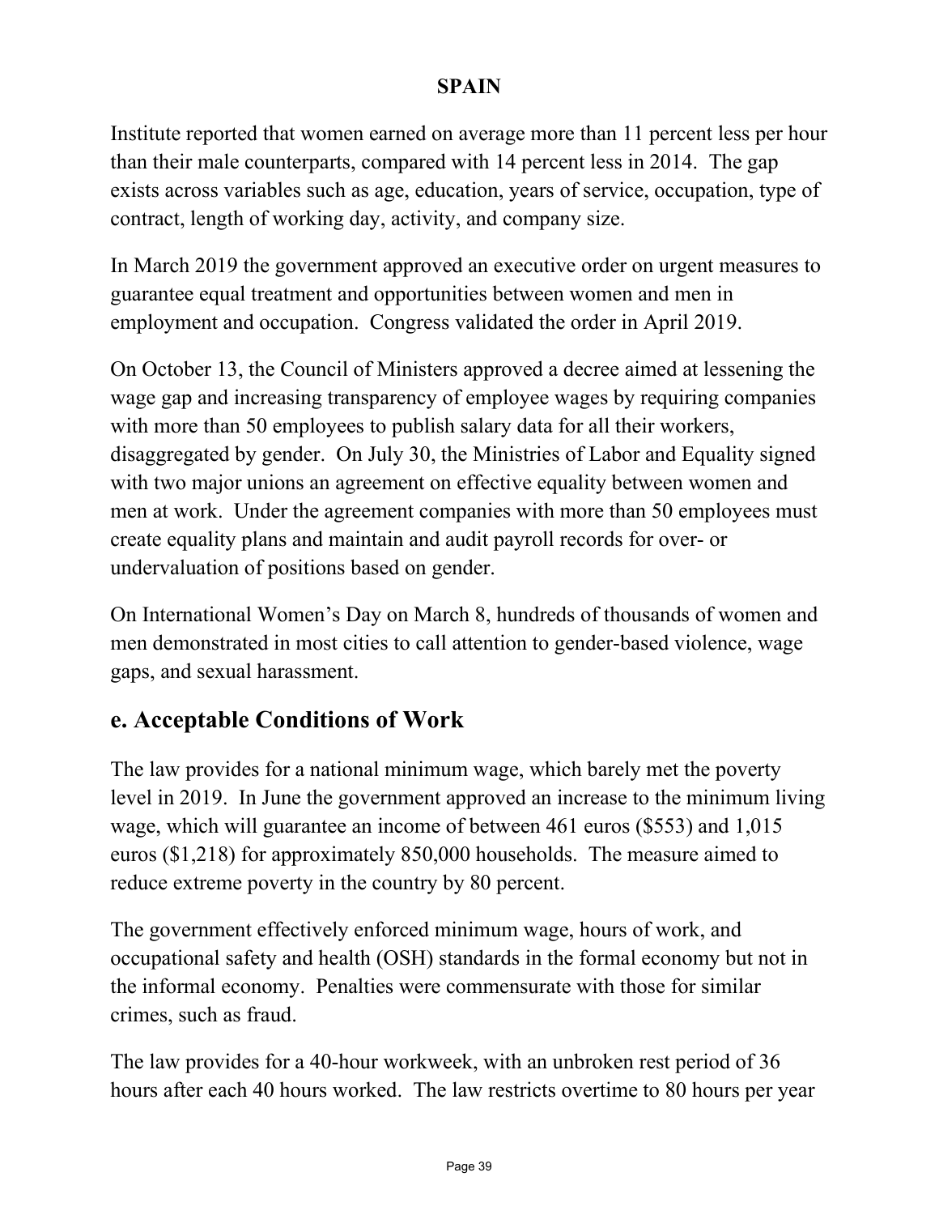Institute reported that women earned on average more than 11 percent less per hour than their male counterparts, compared with 14 percent less in 2014. The gap exists across variables such as age, education, years of service, occupation, type of contract, length of working day, activity, and company size.

In March 2019 the government approved an executive order on urgent measures to guarantee equal treatment and opportunities between women and men in employment and occupation. Congress validated the order in April 2019.

On October 13, the Council of Ministers approved a decree aimed at lessening the wage gap and increasing transparency of employee wages by requiring companies with more than 50 employees to publish salary data for all their workers, disaggregated by gender. On July 30, the Ministries of Labor and Equality signed with two major unions an agreement on effective equality between women and men at work. Under the agreement companies with more than 50 employees must create equality plans and maintain and audit payroll records for over- or undervaluation of positions based on gender.

On International Women's Day on March 8, hundreds of thousands of women and men demonstrated in most cities to call attention to gender-based violence, wage gaps, and sexual harassment.

## e. Acceptable Conditions of Work

The law provides for a national minimum wage, which barely met the poverty level in 2019. In June the government approved an increase to the minimum living wage, which will guarantee an income of between 461 euros ($553) and 1,015 euros ($1,218) for approximately 850,000 households. The measure aimed to reduce extreme poverty in the country by 80 percent.

The government effectively enforced minimum wage, hours of work, and occupational safety and health (OSH) standards in the formal economy but not in the informal economy. Penalties were commensurate with those for similar crimes, such as fraud.

The law provides for a 40-hour workweek, with an unbroken rest period of 36 hours after each 40 hours worked. The law restricts overtime to 80 hours per year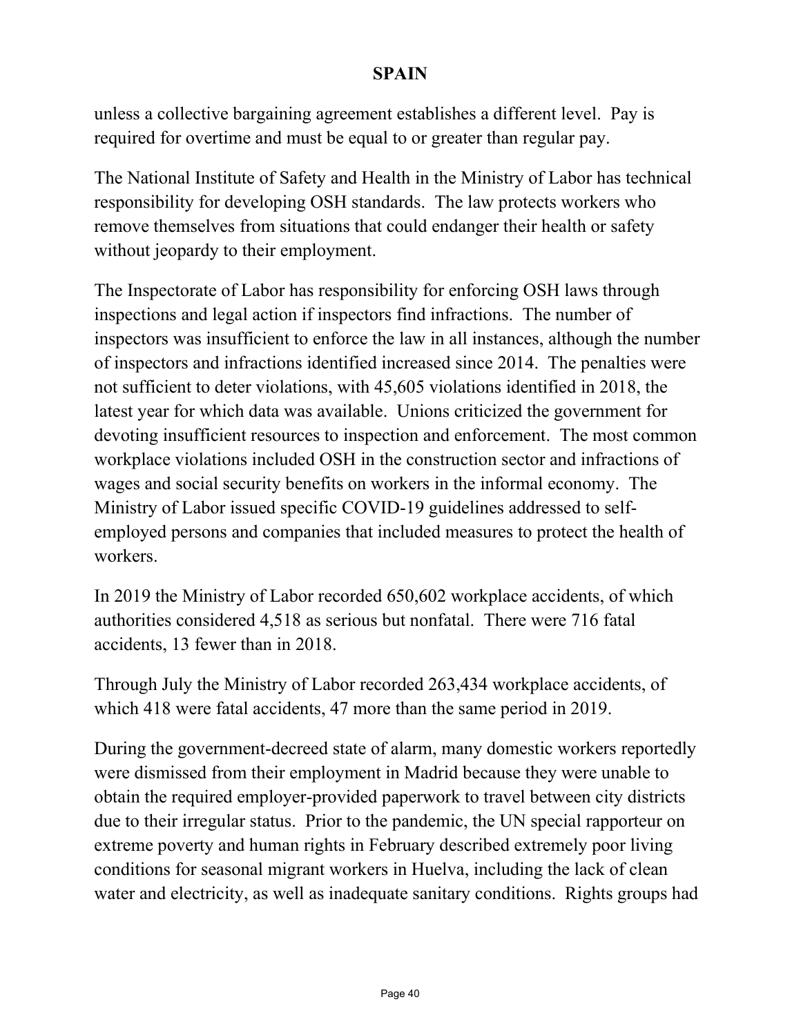unless a collective bargaining agreement establishes a different level. Pay is required for overtime and must be equal to or greater than regular pay.

The National Institute of Safety and Health in the Ministry of Labor has technical responsibility for developing OSH standards. The law protects workers who remove themselves from situations that could endanger their health or safety without jeopardy to their employment.

The Inspectorate of Labor has responsibility for enforcing OSH laws through inspections and legal action if inspectors find infractions. The number of inspectors was insufficient to enforce the law in all instances, although the number of inspectors and infractions identified increased since 2014. The penalties were not sufficient to deter violations, with 45,605 violations identified in 2018, the latest year for which data was available. Unions criticized the government for devoting insufficient resources to inspection and enforcement. The most common workplace violations included OSH in the construction sector and infractions of wages and social security benefits on workers in the informal economy. The Ministry of Labor issued specific COVID-19 guidelines addressed to self-employed persons and companies that included measures to protect the health of workers.

In 2019 the Ministry of Labor recorded 650,602 workplace accidents, of which authorities considered 4,518 as serious but nonfatal. There were 716 fatal accidents, 13 fewer than in 2018.

Through July the Ministry of Labor recorded 263,434 workplace accidents, of which 418 were fatal accidents, 47 more than the same period in 2019.

During the government-decreed state of alarm, many domestic workers reportedly were dismissed from their employment in Madrid because they were unable to obtain the required employer-provided paperwork to travel between city districts due to their irregular status. Prior to the pandemic, the UN special rapporteur on extreme poverty and human rights in February described extremely poor living conditions for seasonal migrant workers in Huelva, including the lack of clean water and electricity, as well as inadequate sanitary conditions. Rights groups had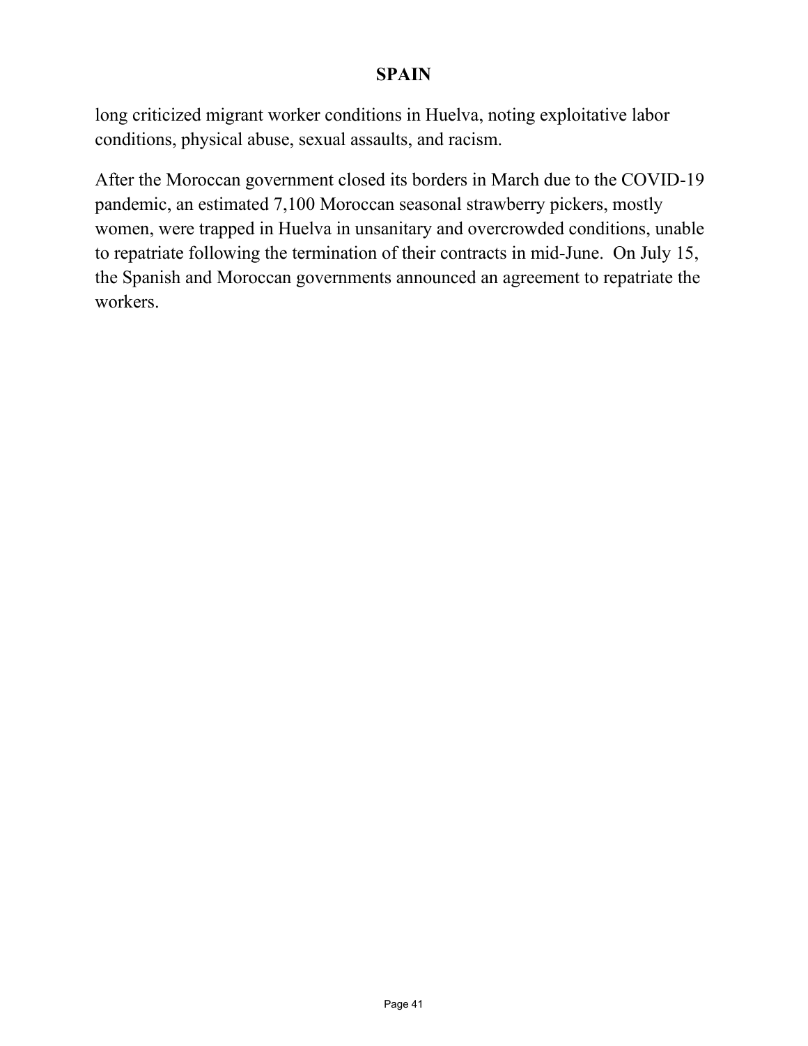long criticized migrant worker conditions in Huelva, noting exploitative labor conditions, physical abuse, sexual assaults, and racism.

After the Moroccan government closed its borders in March due to the COVID-19 pandemic, an estimated 7,100 Moroccan seasonal strawberry pickers, mostly women, were trapped in Huelva in unsanitary and overcrowded conditions, unable to repatriate following the termination of their contracts in mid-June. On July 15, the Spanish and Moroccan governments announced an agreement to repatriate the workers.